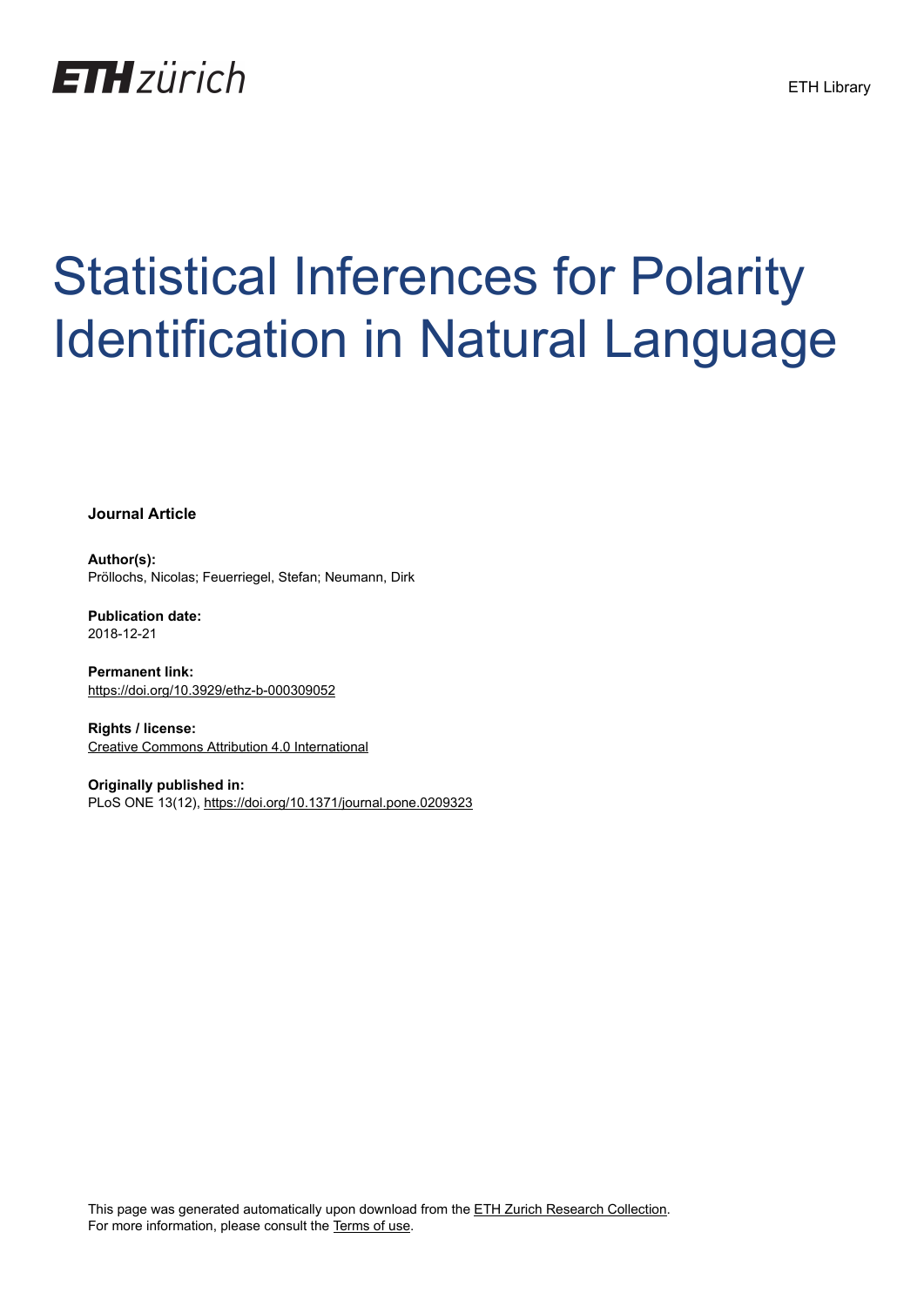ETH zürich

ETH Library

# Statistical Inferences for Polarity Identification in Natural Language

**Journal Article**

**Author(s):**
Pröllochs, Nicolas; Feuerriegel, Stefan; Neumann, Dirk

**Publication date:**
2018-12-21

**Permanent link:**
https://doi.org/10.3929/ethz-b-000309052

**Rights / license:**
Creative Commons Attribution 4.0 International

**Originally published in:**
PLoS ONE 13(12), https://doi.org/10.1371/journal.pone.0209323

This page was generated automatically upon download from the ETH Zurich Research Collection.
For more information, please consult the Terms of use.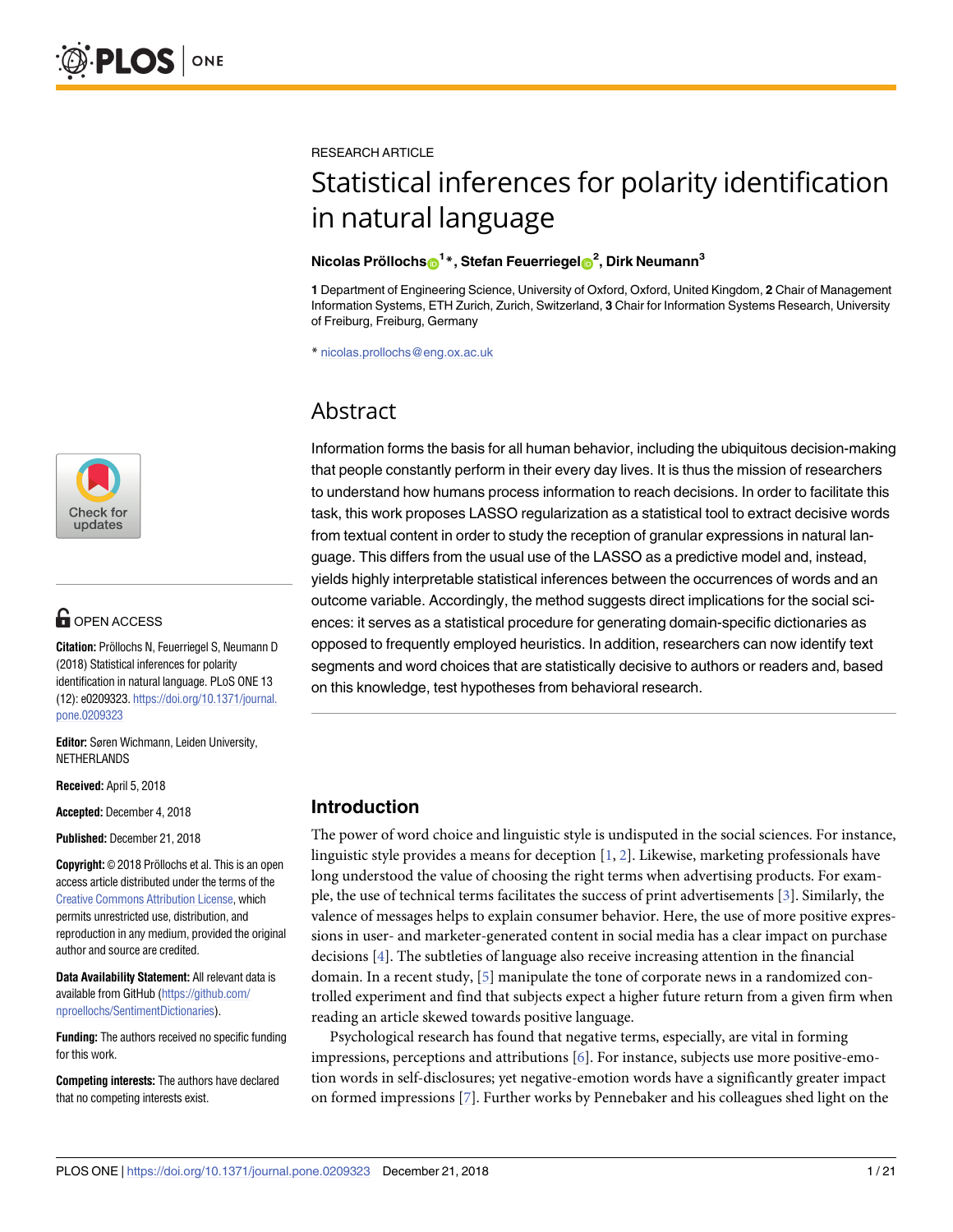RESEARCH ARTICLE

# Statistical inferences for polarity identification in natural language

**Nicolas Pröllochs[1]*, Stefan Feuerriegel[2], Dirk Neumann[3]**

**1** Department of Engineering Science, University of Oxford, Oxford, United Kingdom, **2** Chair of Management Information Systems, ETH Zurich, Zurich, Switzerland, **3** Chair for Information Systems Research, University of Freiburg, Freiburg, Germany

* nicolas.prollochs@eng.ox.ac.uk

## Abstract

Information forms the basis for all human behavior, including the ubiquitous decision-making that people constantly perform in their every day lives. It is thus the mission of researchers to understand how humans process information to reach decisions. In order to facilitate this task, this work proposes LASSO regularization as a statistical tool to extract decisive words from textual content in order to study the reception of granular expressions in natural language. This differs from the usual use of the LASSO as a predictive model and, instead, yields highly interpretable statistical inferences between the occurrences of words and an outcome variable. Accordingly, the method suggests direct implications for the social sciences: it serves as a statistical procedure for generating domain-specific dictionaries as opposed to frequently employed heuristics. In addition, researchers can now identify text segments and word choices that are statistically decisive to authors or readers and, based on this knowledge, test hypotheses from behavioral research.

OPEN ACCESS

**Citation:** Pröllochs N, Feuerriegel S, Neumann D (2018) Statistical inferences for polarity identification in natural language. PLoS ONE 13 (12): e0209323. https://doi.org/10.1371/journal.pone.0209323

**Editor:** Søren Wichmann, Leiden University, NETHERLANDS

**Received:** April 5, 2018

**Accepted:** December 4, 2018

**Published:** December 21, 2018

**Copyright:** © 2018 Pröllochs et al. This is an open access article distributed under the terms of the Creative Commons Attribution License, which permits unrestricted use, distribution, and reproduction in any medium, provided the original author and source are credited.

**Data Availability Statement:** All relevant data is available from GitHub (https://github.com/nproellochs/SentimentDictionaries).

**Funding:** The authors received no specific funding for this work.

**Competing interests:** The authors have declared that no competing interests exist.

## Introduction

The power of word choice and linguistic style is undisputed in the social sciences. For instance, linguistic style provides a means for deception [1, 2]. Likewise, marketing professionals have long understood the value of choosing the right terms when advertising products. For example, the use of technical terms facilitates the success of print advertisements [3]. Similarly, the valence of messages helps to explain consumer behavior. Here, the use of more positive expressions in user- and marketer-generated content in social media has a clear impact on purchase decisions [4]. The subtleties of language also receive increasing attention in the financial domain. In a recent study, [5] manipulate the tone of corporate news in a randomized controlled experiment and find that subjects expect a higher future return from a given firm when reading an article skewed towards positive language.

Psychological research has found that negative terms, especially, are vital in forming impressions, perceptions and attributions [6]. For instance, subjects use more positive-emotion words in self-disclosures; yet negative-emotion words have a significantly greater impact on formed impressions [7]. Further works by Pennebaker and his colleagues shed light on the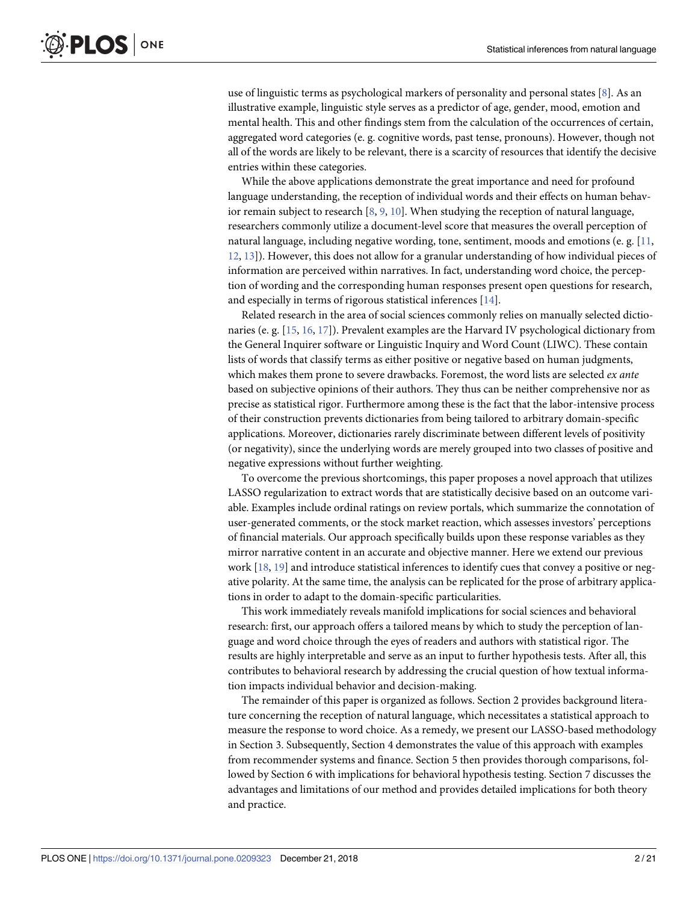use of linguistic terms as psychological markers of personality and personal states [8]. As an illustrative example, linguistic style serves as a predictor of age, gender, mood, emotion and mental health. This and other findings stem from the calculation of the occurrences of certain, aggregated word categories (e. g. cognitive words, past tense, pronouns). However, though not all of the words are likely to be relevant, there is a scarcity of resources that identify the decisive entries within these categories.

While the above applications demonstrate the great importance and need for profound language understanding, the reception of individual words and their effects on human behavior remain subject to research [8, 9, 10]. When studying the reception of natural language, researchers commonly utilize a document-level score that measures the overall perception of natural language, including negative wording, tone, sentiment, moods and emotions (e. g. [11, 12, 13]). However, this does not allow for a granular understanding of how individual pieces of information are perceived within narratives. In fact, understanding word choice, the perception of wording and the corresponding human responses present open questions for research, and especially in terms of rigorous statistical inferences [14].

Related research in the area of social sciences commonly relies on manually selected dictionaries (e. g. [15, 16, 17]). Prevalent examples are the Harvard IV psychological dictionary from the General Inquirer software or Linguistic Inquiry and Word Count (LIWC). These contain lists of words that classify terms as either positive or negative based on human judgments, which makes them prone to severe drawbacks. Foremost, the word lists are selected *ex ante* based on subjective opinions of their authors. They thus can be neither comprehensive nor as precise as statistical rigor. Furthermore among these is the fact that the labor-intensive process of their construction prevents dictionaries from being tailored to arbitrary domain-specific applications. Moreover, dictionaries rarely discriminate between different levels of positivity (or negativity), since the underlying words are merely grouped into two classes of positive and negative expressions without further weighting.

To overcome the previous shortcomings, this paper proposes a novel approach that utilizes LASSO regularization to extract words that are statistically decisive based on an outcome variable. Examples include ordinal ratings on review portals, which summarize the connotation of user-generated comments, or the stock market reaction, which assesses investors' perceptions of financial materials. Our approach specifically builds upon these response variables as they mirror narrative content in an accurate and objective manner. Here we extend our previous work [18, 19] and introduce statistical inferences to identify cues that convey a positive or negative polarity. At the same time, the analysis can be replicated for the prose of arbitrary applications in order to adapt to the domain-specific particularities.

This work immediately reveals manifold implications for social sciences and behavioral research: first, our approach offers a tailored means by which to study the perception of language and word choice through the eyes of readers and authors with statistical rigor. The results are highly interpretable and serve as an input to further hypothesis tests. After all, this contributes to behavioral research by addressing the crucial question of how textual information impacts individual behavior and decision-making.

The remainder of this paper is organized as follows. Section 2 provides background literature concerning the reception of natural language, which necessitates a statistical approach to measure the response to word choice. As a remedy, we present our LASSO-based methodology in Section 3. Subsequently, Section 4 demonstrates the value of this approach with examples from recommender systems and finance. Section 5 then provides thorough comparisons, followed by Section 6 with implications for behavioral hypothesis testing. Section 7 discusses the advantages and limitations of our method and provides detailed implications for both theory and practice.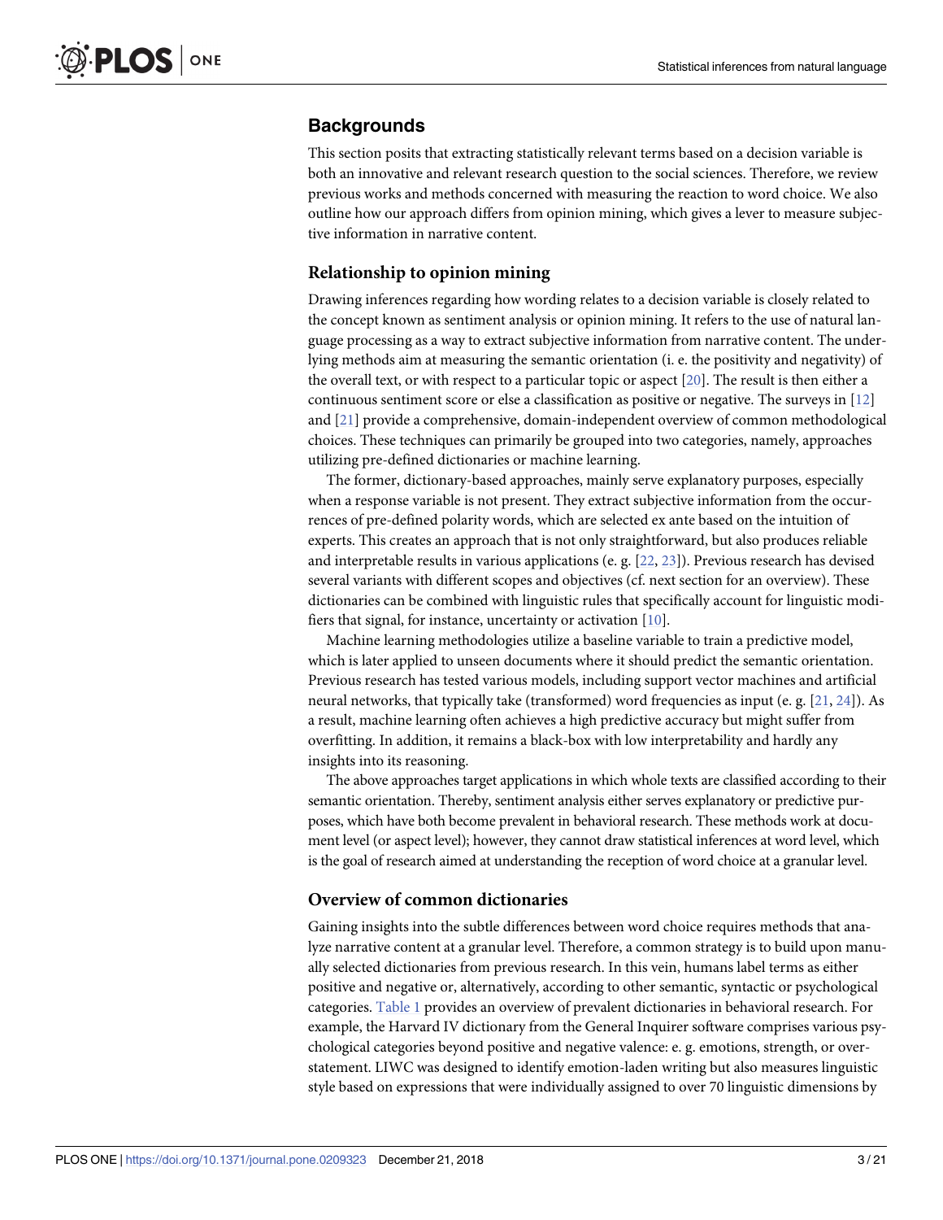## Backgrounds

This section posits that extracting statistically relevant terms based on a decision variable is both an innovative and relevant research question to the social sciences. Therefore, we review previous works and methods concerned with measuring the reaction to word choice. We also outline how our approach differs from opinion mining, which gives a lever to measure subjective information in narrative content.

### Relationship to opinion mining

Drawing inferences regarding how wording relates to a decision variable is closely related to the concept known as sentiment analysis or opinion mining. It refers to the use of natural language processing as a way to extract subjective information from narrative content. The underlying methods aim at measuring the semantic orientation (i. e. the positivity and negativity) of the overall text, or with respect to a particular topic or aspect [20]. The result is then either a continuous sentiment score or else a classification as positive or negative. The surveys in [12] and [21] provide a comprehensive, domain-independent overview of common methodological choices. These techniques can primarily be grouped into two categories, namely, approaches utilizing pre-defined dictionaries or machine learning.

The former, dictionary-based approaches, mainly serve explanatory purposes, especially when a response variable is not present. They extract subjective information from the occurrences of pre-defined polarity words, which are selected ex ante based on the intuition of experts. This creates an approach that is not only straightforward, but also produces reliable and interpretable results in various applications (e. g. [22, 23]). Previous research has devised several variants with different scopes and objectives (cf. next section for an overview). These dictionaries can be combined with linguistic rules that specifically account for linguistic modifiers that signal, for instance, uncertainty or activation [10].

Machine learning methodologies utilize a baseline variable to train a predictive model, which is later applied to unseen documents where it should predict the semantic orientation. Previous research has tested various models, including support vector machines and artificial neural networks, that typically take (transformed) word frequencies as input (e. g. [21, 24]). As a result, machine learning often achieves a high predictive accuracy but might suffer from overfitting. In addition, it remains a black-box with low interpretability and hardly any insights into its reasoning.

The above approaches target applications in which whole texts are classified according to their semantic orientation. Thereby, sentiment analysis either serves explanatory or predictive purposes, which have both become prevalent in behavioral research. These methods work at document level (or aspect level); however, they cannot draw statistical inferences at word level, which is the goal of research aimed at understanding the reception of word choice at a granular level.

### Overview of common dictionaries

Gaining insights into the subtle differences between word choice requires methods that analyze narrative content at a granular level. Therefore, a common strategy is to build upon manually selected dictionaries from previous research. In this vein, humans label terms as either positive and negative or, alternatively, according to other semantic, syntactic or psychological categories. Table 1 provides an overview of prevalent dictionaries in behavioral research. For example, the Harvard IV dictionary from the General Inquirer software comprises various psychological categories beyond positive and negative valence: e. g. emotions, strength, or overstatement. LIWC was designed to identify emotion-laden writing but also measures linguistic style based on expressions that were individually assigned to over 70 linguistic dimensions by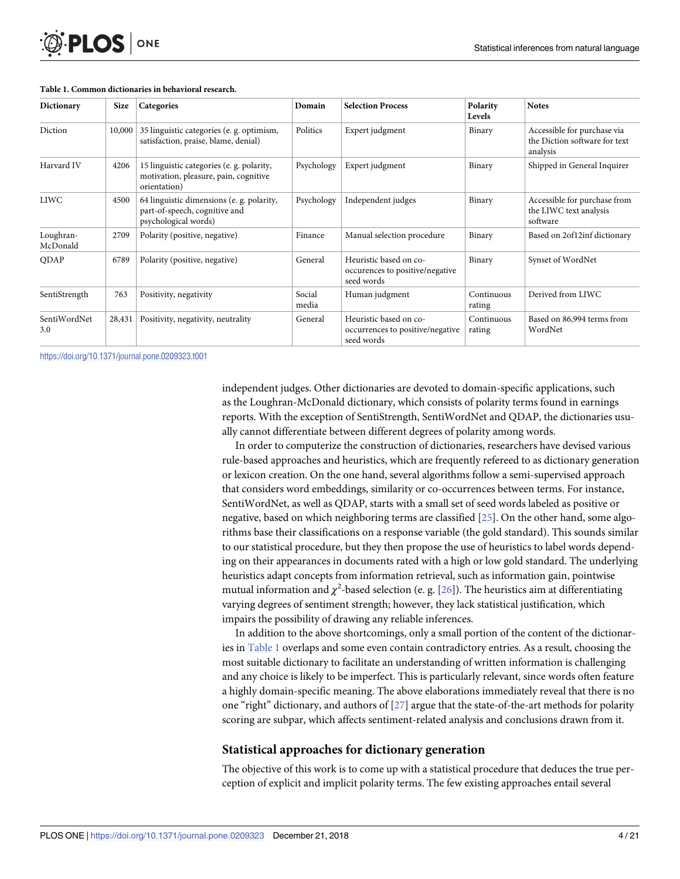**Table 1. Common dictionaries in behavioral research.**

| Dictionary | Size | Categories | Domain | Selection Process | Polarity Levels | Notes |
|---|---|---|---|---|---|---|
| Diction | 10,000 | 35 linguistic categories (e. g. optimism, satisfaction, praise, blame, denial) | Politics | Expert judgment | Binary | Accessible for purchase via the Diction software for text analysis |
| Harvard IV | 4206 | 15 linguistic categories (e. g. polarity, motivation, pleasure, pain, cognitive orientation) | Psychology | Expert judgment | Binary | Shipped in General Inquirer |
| LIWC | 4500 | 64 linguistic dimensions (e. g. polarity, part-of-speech, cognitive and psychological words) | Psychology | Independent judges | Binary | Accessible for purchase from the LIWC text analysis software |
| Loughran-McDonald | 2709 | Polarity (positive, negative) | Finance | Manual selection procedure | Binary | Based on 2of12inf dictionary |
| QDAP | 6789 | Polarity (positive, negative) | General | Heuristic based on co-occurences to positive/negative seed words | Binary | Synset of WordNet |
| SentiStrength | 763 | Positivity, negativity | Social media | Human judgment | Continuous rating | Derived from LIWC |
| SentiWordNet 3.0 | 28,431 | Positivity, negativity, neutrality | General | Heuristic based on co-occurrences to positive/negative seed words | Continuous rating | Based on 86,994 terms from WordNet |

https://doi.org/10.1371/journal.pone.0209323.t001

independent judges. Other dictionaries are devoted to domain-specific applications, such as the Loughran-McDonald dictionary, which consists of polarity terms found in earnings reports. With the exception of SentiStrength, SentiWordNet and QDAP, the dictionaries usually cannot differentiate between different degrees of polarity among words.

In order to computerize the construction of dictionaries, researchers have devised various rule-based approaches and heuristics, which are frequently refereed to as dictionary generation or lexicon creation. On the one hand, several algorithms follow a semi-supervised approach that considers word embeddings, similarity or co-occurrences between terms. For instance, SentiWordNet, as well as QDAP, starts with a small set of seed words labeled as positive or negative, based on which neighboring terms are classified [25]. On the other hand, some algorithms base their classifications on a response variable (the gold standard). This sounds similar to our statistical procedure, but they then propose the use of heuristics to label words depending on their appearances in documents rated with a high or low gold standard. The underlying heuristics adapt concepts from information retrieval, such as information gain, pointwise mutual information and $\chi^2$-based selection (e. g. [26]). The heuristics aim at differentiating varying degrees of sentiment strength; however, they lack statistical justification, which impairs the possibility of drawing any reliable inferences.

In addition to the above shortcomings, only a small portion of the content of the dictionaries in Table 1 overlaps and some even contain contradictory entries. As a result, choosing the most suitable dictionary to facilitate an understanding of written information is challenging and any choice is likely to be imperfect. This is particularly relevant, since words often feature a highly domain-specific meaning. The above elaborations immediately reveal that there is no one "right" dictionary, and authors of [27] argue that the state-of-the-art methods for polarity scoring are subpar, which affects sentiment-related analysis and conclusions drawn from it.

## Statistical approaches for dictionary generation

The objective of this work is to come up with a statistical procedure that deduces the true perception of explicit and implicit polarity terms. The few existing approaches entail several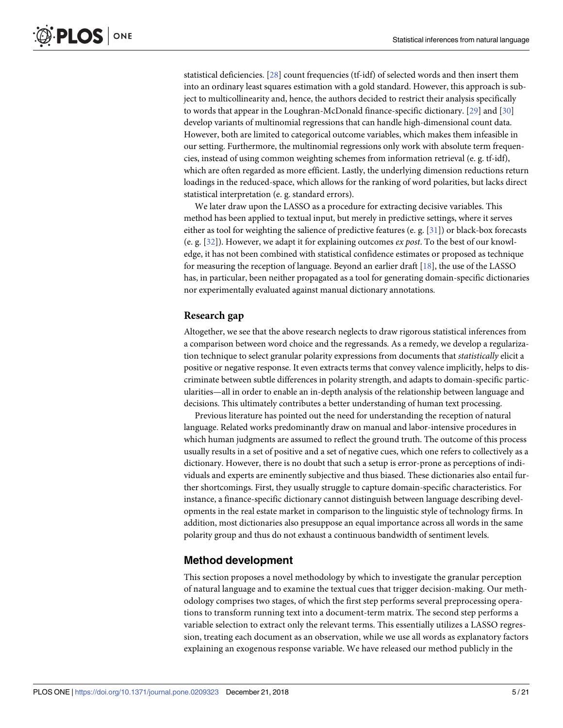statistical deficiencies. [28] count frequencies (tf-idf) of selected words and then insert them into an ordinary least squares estimation with a gold standard. However, this approach is subject to multicollinearity and, hence, the authors decided to restrict their analysis specifically to words that appear in the Loughran-McDonald finance-specific dictionary. [29] and [30] develop variants of multinomial regressions that can handle high-dimensional count data. However, both are limited to categorical outcome variables, which makes them infeasible in our setting. Furthermore, the multinomial regressions only work with absolute term frequencies, instead of using common weighting schemes from information retrieval (e. g. tf-idf), which are often regarded as more efficient. Lastly, the underlying dimension reductions return loadings in the reduced-space, which allows for the ranking of word polarities, but lacks direct statistical interpretation (e. g. standard errors).

We later draw upon the LASSO as a procedure for extracting decisive variables. This method has been applied to textual input, but merely in predictive settings, where it serves either as tool for weighting the salience of predictive features (e. g. [31]) or black-box forecasts (e. g. [32]). However, we adapt it for explaining outcomes *ex post*. To the best of our knowledge, it has not been combined with statistical confidence estimates or proposed as technique for measuring the reception of language. Beyond an earlier draft [18], the use of the LASSO has, in particular, been neither propagated as a tool for generating domain-specific dictionaries nor experimentally evaluated against manual dictionary annotations.

### Research gap

Altogether, we see that the above research neglects to draw rigorous statistical inferences from a comparison between word choice and the regressands. As a remedy, we develop a regularization technique to select granular polarity expressions from documents that *statistically* elicit a positive or negative response. It even extracts terms that convey valence implicitly, helps to discriminate between subtle differences in polarity strength, and adapts to domain-specific particularities—all in order to enable an in-depth analysis of the relationship between language and decisions. This ultimately contributes a better understanding of human text processing.

Previous literature has pointed out the need for understanding the reception of natural language. Related works predominantly draw on manual and labor-intensive procedures in which human judgments are assumed to reflect the ground truth. The outcome of this process usually results in a set of positive and a set of negative cues, which one refers to collectively as a dictionary. However, there is no doubt that such a setup is error-prone as perceptions of individuals and experts are eminently subjective and thus biased. These dictionaries also entail further shortcomings. First, they usually struggle to capture domain-specific characteristics. For instance, a finance-specific dictionary cannot distinguish between language describing developments in the real estate market in comparison to the linguistic style of technology firms. In addition, most dictionaries also presuppose an equal importance across all words in the same polarity group and thus do not exhaust a continuous bandwidth of sentiment levels.

## Method development

This section proposes a novel methodology by which to investigate the granular perception of natural language and to examine the textual cues that trigger decision-making. Our methodology comprises two stages, of which the first step performs several preprocessing operations to transform running text into a document-term matrix. The second step performs a variable selection to extract only the relevant terms. This essentially utilizes a LASSO regression, treating each document as an observation, while we use all words as explanatory factors explaining an exogenous response variable. We have released our method publicly in the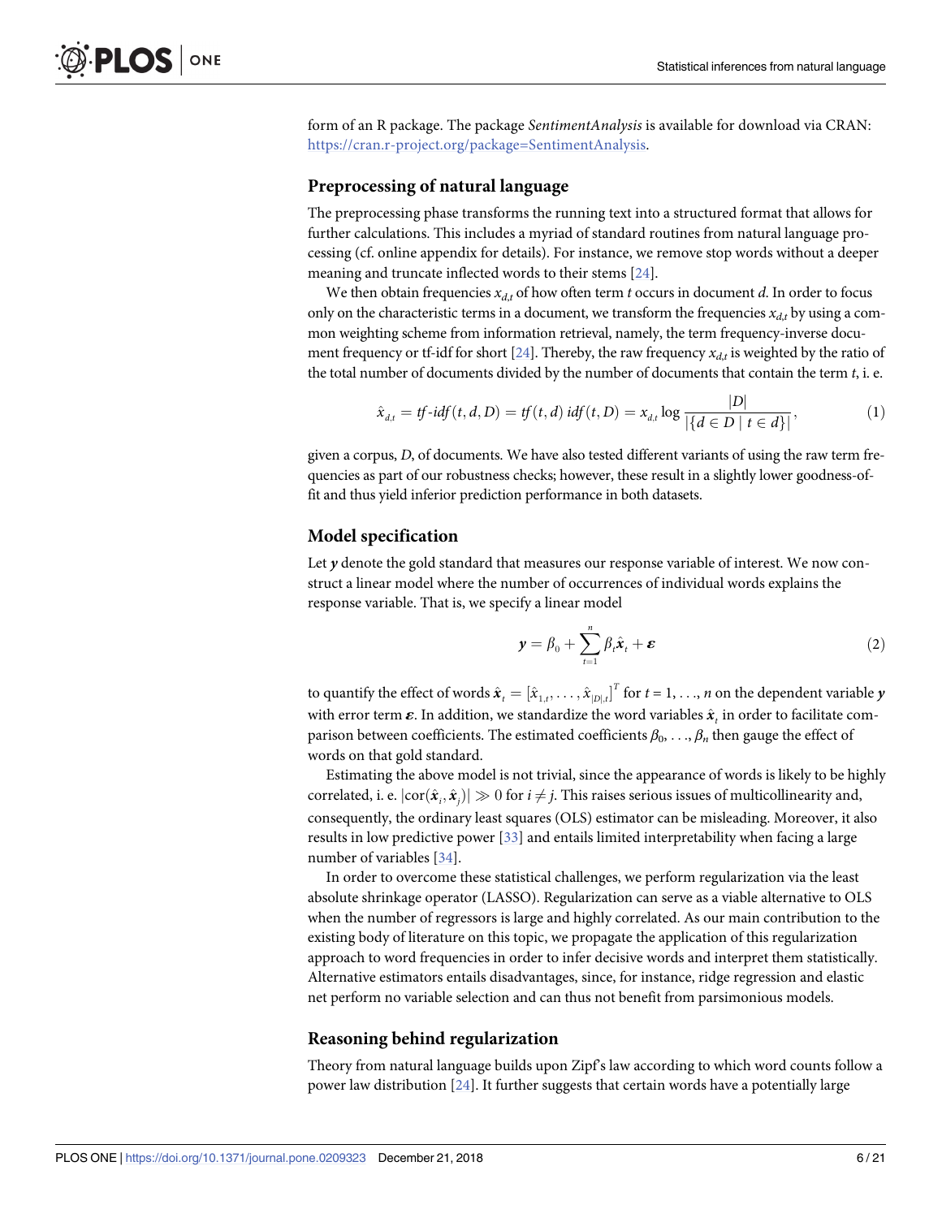form of an R package. The package *SentimentAnalysis* is available for download via CRAN: https://cran.r-project.org/package=SentimentAnalysis.

## Preprocessing of natural language

The preprocessing phase transforms the running text into a structured format that allows for further calculations. This includes a myriad of standard routines from natural language processing (cf. online appendix for details). For instance, we remove stop words without a deeper meaning and truncate inflected words to their stems [24].

We then obtain frequencies $x_{d,t}$ of how often term $t$ occurs in document $d$. In order to focus only on the characteristic terms in a document, we transform the frequencies $x_{d,t}$ by using a common weighting scheme from information retrieval, namely, the term frequency-inverse document frequency or tf-idf for short [24]. Thereby, the raw frequency $x_{d,t}$ is weighted by the ratio of the total number of documents divided by the number of documents that contain the term $t$, i. e.

$$\hat{x}_{d,t} = \mathit{tf}\text{-}\mathit{idf}(t, d, D) = \mathit{tf}(t, d)\, \mathit{idf}(t, D) = x_{d,t} \log \frac{|D|}{|\{d \in D \mid t \in d\}|}, \tag{1}$$

given a corpus, $D$, of documents. We have also tested different variants of using the raw term frequencies as part of our robustness checks; however, these result in a slightly lower goodness-of-fit and thus yield inferior prediction performance in both datasets.

## Model specification

Let $\boldsymbol{y}$ denote the gold standard that measures our response variable of interest. We now construct a linear model where the number of occurrences of individual words explains the response variable. That is, we specify a linear model

$$\boldsymbol{y} = \beta_0 + \sum_{t=1}^{n} \beta_t \hat{\boldsymbol{x}}_t + \boldsymbol{\varepsilon} \tag{2}$$

to quantify the effect of words $\hat{\boldsymbol{x}}_t = [\hat{x}_{1,t}, \ldots, \hat{x}_{|D|,t}]^T$ for $t = 1, \ldots, n$ on the dependent variable $\boldsymbol{y}$ with error term $\boldsymbol{\varepsilon}$. In addition, we standardize the word variables $\hat{\boldsymbol{x}}_t$ in order to facilitate comparison between coefficients. The estimated coefficients $\beta_0, \ldots, \beta_n$ then gauge the effect of words on that gold standard.

Estimating the above model is not trivial, since the appearance of words is likely to be highly correlated, i. e. $|\text{cor}(\hat{\boldsymbol{x}}_i, \hat{\boldsymbol{x}}_j)| \gg 0$ for $i \neq j$. This raises serious issues of multicollinearity and, consequently, the ordinary least squares (OLS) estimator can be misleading. Moreover, it also results in low predictive power [33] and entails limited interpretability when facing a large number of variables [34].

In order to overcome these statistical challenges, we perform regularization via the least absolute shrinkage operator (LASSO). Regularization can serve as a viable alternative to OLS when the number of regressors is large and highly correlated. As our main contribution to the existing body of literature on this topic, we propagate the application of this regularization approach to word frequencies in order to infer decisive words and interpret them statistically. Alternative estimators entails disadvantages, since, for instance, ridge regression and elastic net perform no variable selection and can thus not benefit from parsimonious models.

## Reasoning behind regularization

Theory from natural language builds upon Zipf's law according to which word counts follow a power law distribution [24]. It further suggests that certain words have a potentially large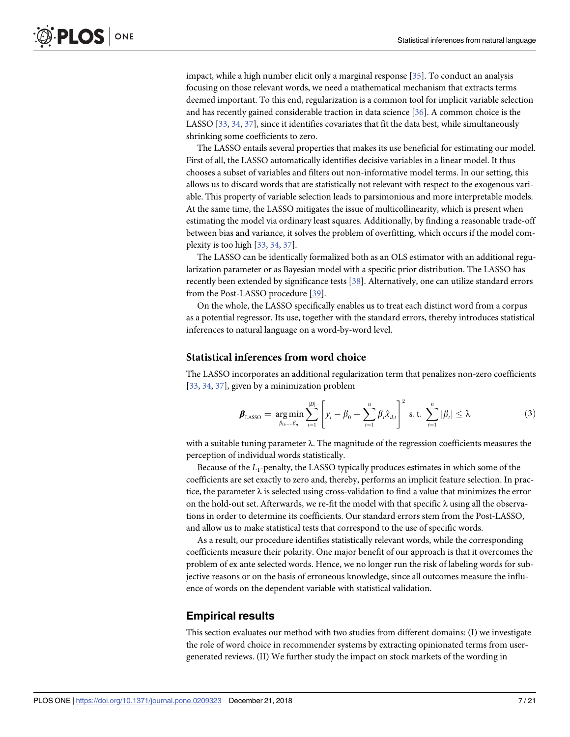impact, while a high number elicit only a marginal response [35]. To conduct an analysis focusing on those relevant words, we need a mathematical mechanism that extracts terms deemed important. To this end, regularization is a common tool for implicit variable selection and has recently gained considerable traction in data science [36]. A common choice is the LASSO [33, 34, 37], since it identifies covariates that fit the data best, while simultaneously shrinking some coefficients to zero.

The LASSO entails several properties that makes its use beneficial for estimating our model. First of all, the LASSO automatically identifies decisive variables in a linear model. It thus chooses a subset of variables and filters out non-informative model terms. In our setting, this allows us to discard words that are statistically not relevant with respect to the exogenous variable. This property of variable selection leads to parsimonious and more interpretable models. At the same time, the LASSO mitigates the issue of multicollinearity, which is present when estimating the model via ordinary least squares. Additionally, by finding a reasonable trade-off between bias and variance, it solves the problem of overfitting, which occurs if the model complexity is too high [33, 34, 37].

The LASSO can be identically formalized both as an OLS estimator with an additional regularization parameter or as Bayesian model with a specific prior distribution. The LASSO has recently been extended by significance tests [38]. Alternatively, one can utilize standard errors from the Post-LASSO procedure [39].

On the whole, the LASSO specifically enables us to treat each distinct word from a corpus as a potential regressor. Its use, together with the standard errors, thereby introduces statistical inferences to natural language on a word-by-word level.

## Statistical inferences from word choice

The LASSO incorporates an additional regularization term that penalizes non-zero coefficients [33, 34, 37], given by a minimization problem

$$\boldsymbol{\beta}_{\text{LASSO}} = \underset{\beta_0,\ldots,\beta_n}{\arg\min} \sum_{i=1}^{|D|} \left[ y_i - \beta_0 - \sum_{t=1}^{n} \beta_t \hat{x}_{d,t} \right]^2 \quad \text{s. t.} \quad \sum_{t=1}^{n} |\beta_t| \leq \lambda \tag{3}$$

with a suitable tuning parameter λ. The magnitude of the regression coefficients measures the perception of individual words statistically.

Because of the $L_1$-penalty, the LASSO typically produces estimates in which some of the coefficients are set exactly to zero and, thereby, performs an implicit feature selection. In practice, the parameter λ is selected using cross-validation to find a value that minimizes the error on the hold-out set. Afterwards, we re-fit the model with that specific λ using all the observations in order to determine its coefficients. Our standard errors stem from the Post-LASSO, and allow us to make statistical tests that correspond to the use of specific words.

As a result, our procedure identifies statistically relevant words, while the corresponding coefficients measure their polarity. One major benefit of our approach is that it overcomes the problem of ex ante selected words. Hence, we no longer run the risk of labeling words for subjective reasons or on the basis of erroneous knowledge, since all outcomes measure the influence of words on the dependent variable with statistical validation.

# Empirical results

This section evaluates our method with two studies from different domains: (I) we investigate the role of word choice in recommender systems by extracting opinionated terms from user-generated reviews. (II) We further study the impact on stock markets of the wording in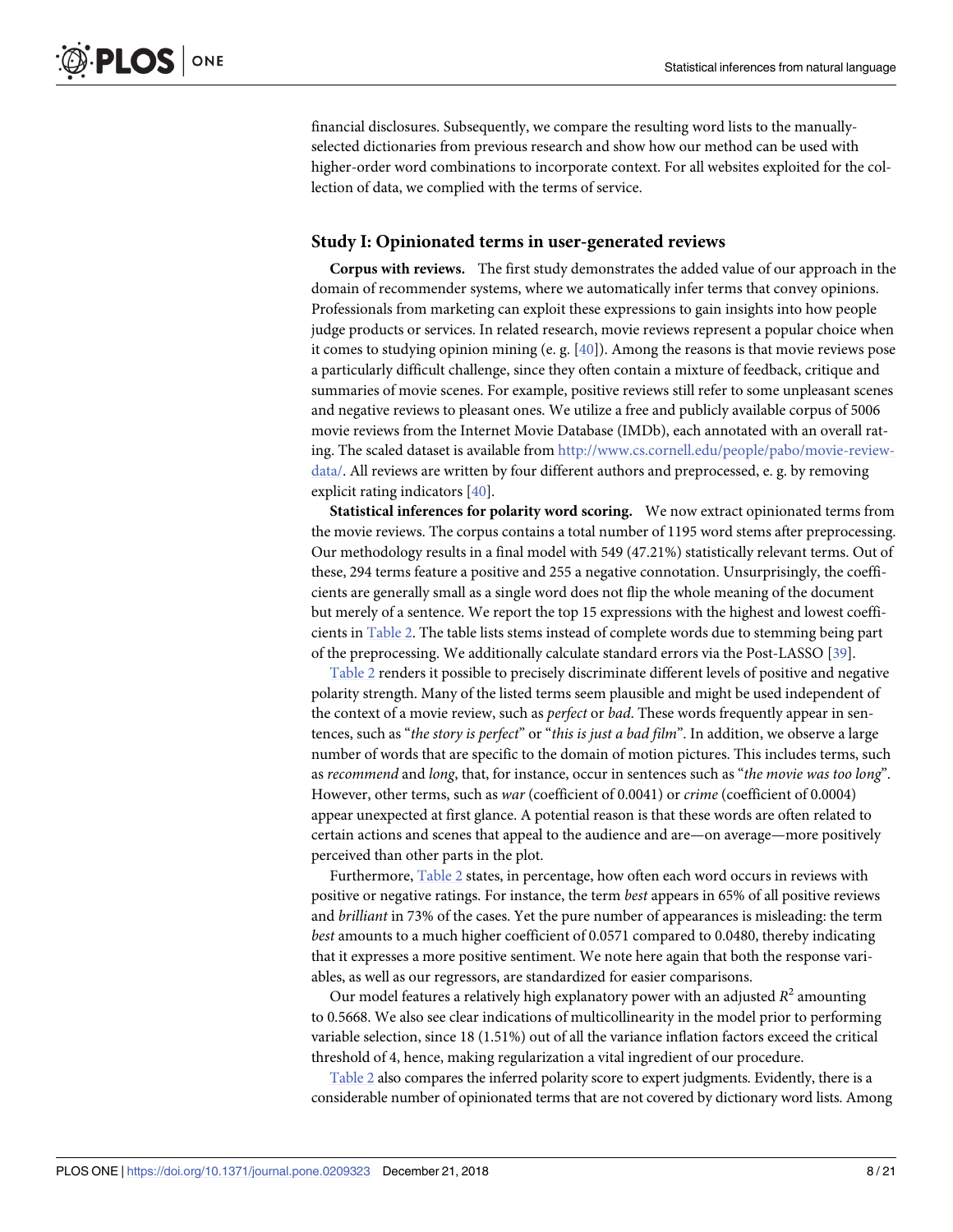financial disclosures. Subsequently, we compare the resulting word lists to the manually-selected dictionaries from previous research and show how our method can be used with higher-order word combinations to incorporate context. For all websites exploited for the collection of data, we complied with the terms of service.

## Study I: Opinionated terms in user-generated reviews

**Corpus with reviews.** The first study demonstrates the added value of our approach in the domain of recommender systems, where we automatically infer terms that convey opinions. Professionals from marketing can exploit these expressions to gain insights into how people judge products or services. In related research, movie reviews represent a popular choice when it comes to studying opinion mining (e. g. [40]). Among the reasons is that movie reviews pose a particularly difficult challenge, since they often contain a mixture of feedback, critique and summaries of movie scenes. For example, positive reviews still refer to some unpleasant scenes and negative reviews to pleasant ones. We utilize a free and publicly available corpus of 5006 movie reviews from the Internet Movie Database (IMDb), each annotated with an overall rating. The scaled dataset is available from http://www.cs.cornell.edu/people/pabo/movie-review-data/. All reviews are written by four different authors and preprocessed, e. g. by removing explicit rating indicators [40].

**Statistical inferences for polarity word scoring.** We now extract opinionated terms from the movie reviews. The corpus contains a total number of 1195 word stems after preprocessing. Our methodology results in a final model with 549 (47.21%) statistically relevant terms. Out of these, 294 terms feature a positive and 255 a negative connotation. Unsurprisingly, the coefficients are generally small as a single word does not flip the whole meaning of the document but merely of a sentence. We report the top 15 expressions with the highest and lowest coefficients in Table 2. The table lists stems instead of complete words due to stemming being part of the preprocessing. We additionally calculate standard errors via the Post-LASSO [39].

Table 2 renders it possible to precisely discriminate different levels of positive and negative polarity strength. Many of the listed terms seem plausible and might be used independent of the context of a movie review, such as *perfect* or *bad*. These words frequently appear in sentences, such as "*the story is perfect*" or "*this is just a bad film*". In addition, we observe a large number of words that are specific to the domain of motion pictures. This includes terms, such as *recommend* and *long*, that, for instance, occur in sentences such as "*the movie was too long*". However, other terms, such as *war* (coefficient of 0.0041) or *crime* (coefficient of 0.0004) appear unexpected at first glance. A potential reason is that these words are often related to certain actions and scenes that appeal to the audience and are—on average—more positively perceived than other parts in the plot.

Furthermore, Table 2 states, in percentage, how often each word occurs in reviews with positive or negative ratings. For instance, the term *best* appears in 65% of all positive reviews and *brilliant* in 73% of the cases. Yet the pure number of appearances is misleading: the term *best* amounts to a much higher coefficient of 0.0571 compared to 0.0480, thereby indicating that it expresses a more positive sentiment. We note here again that both the response variables, as well as our regressors, are standardized for easier comparisons.

Our model features a relatively high explanatory power with an adjusted $R^2$ amounting to 0.5668. We also see clear indications of multicollinearity in the model prior to performing variable selection, since 18 (1.51%) out of all the variance inflation factors exceed the critical threshold of 4, hence, making regularization a vital ingredient of our procedure.

Table 2 also compares the inferred polarity score to expert judgments. Evidently, there is a considerable number of opinionated terms that are not covered by dictionary word lists. Among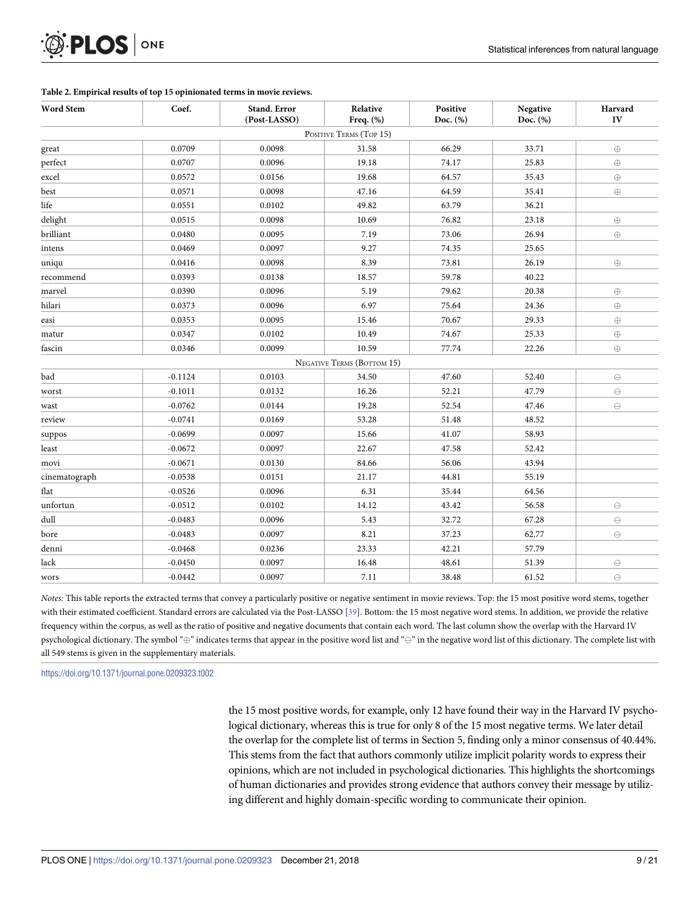**Table 2. Empirical results of top 15 opinionated terms in movie reviews.**

| Word Stem | Coef. | Stand. Error (Post-LASSO) | Relative Freq. (%) | Positive Doc. (%) | Negative Doc. (%) | Harvard IV |
|---|---|---|---|---|---|---|
| | | | Positive Terms (Top 15) | | | |
| great | 0.0709 | 0.0098 | 31.58 | 66.29 | 33.71 | ⊕ |
| perfect | 0.0707 | 0.0096 | 19.18 | 74.17 | 25.83 | ⊕ |
| excel | 0.0572 | 0.0156 | 19.68 | 64.57 | 35.43 | ⊕ |
| best | 0.0571 | 0.0098 | 47.16 | 64.59 | 35.41 | ⊕ |
| life | 0.0551 | 0.0102 | 49.82 | 63.79 | 36.21 | |
| delight | 0.0515 | 0.0098 | 10.69 | 76.82 | 23.18 | ⊕ |
| brilliant | 0.0480 | 0.0095 | 7.19 | 73.06 | 26.94 | ⊕ |
| intens | 0.0469 | 0.0097 | 9.27 | 74.35 | 25.65 | |
| uniqu | 0.0416 | 0.0098 | 8.39 | 73.81 | 26.19 | ⊕ |
| recommend | 0.0393 | 0.0138 | 18.57 | 59.78 | 40.22 | |
| marvel | 0.0390 | 0.0096 | 5.19 | 79.62 | 20.38 | ⊕ |
| hilari | 0.0373 | 0.0096 | 6.97 | 75.64 | 24.36 | ⊕ |
| easi | 0.0353 | 0.0095 | 15.46 | 70.67 | 29.33 | ⊕ |
| matur | 0.0347 | 0.0102 | 10.49 | 74.67 | 25.33 | ⊕ |
| fascin | 0.0346 | 0.0099 | 10.59 | 77.74 | 22.26 | ⊕ |
| | | | Negative Terms (Bottom 15) | | | |
| bad | -0.1124 | 0.0103 | 34.50 | 47.60 | 52.40 | ⊖ |
| worst | -0.1011 | 0.0132 | 16.26 | 52.21 | 47.79 | ⊖ |
| wast | -0.0762 | 0.0144 | 19.28 | 52.54 | 47.46 | ⊖ |
| review | -0.0741 | 0.0169 | 53.28 | 51.48 | 48.52 | |
| suppos | -0.0699 | 0.0097 | 15.66 | 41.07 | 58.93 | |
| least | -0.0672 | 0.0097 | 22.67 | 47.58 | 52.42 | |
| movi | -0.0671 | 0.0130 | 84.66 | 56.06 | 43.94 | |
| cinematograph | -0.0538 | 0.0151 | 21.17 | 44.81 | 55.19 | |
| flat | -0.0526 | 0.0096 | 6.31 | 35.44 | 64.56 | |
| unfortun | -0.0512 | 0.0102 | 14.12 | 43.42 | 56.58 | ⊖ |
| dull | -0.0483 | 0.0096 | 5.43 | 32.72 | 67.28 | ⊖ |
| bore | -0.0483 | 0.0097 | 8.21 | 37.23 | 62.77 | ⊖ |
| denni | -0.0468 | 0.0236 | 23.33 | 42.21 | 57.79 | |
| lack | -0.0450 | 0.0097 | 16.48 | 48.61 | 51.39 | ⊖ |
| wors | -0.0442 | 0.0097 | 7.11 | 38.48 | 61.52 | ⊖ |

*Notes:* This table reports the extracted terms that convey a particularly positive or negative sentiment in movie reviews. Top: the 15 most positive word stems, together with their estimated coefficient. Standard errors are calculated via the Post-LASSO [39]. Bottom: the 15 most negative word stems. In addition, we provide the relative frequency within the corpus, as well as the ratio of positive and negative documents that contain each word. The last column show the overlap with the Harvard IV psychological dictionary. The symbol "⊕" indicates terms that appear in the positive word list and "⊖" in the negative word list of this dictionary. The complete list with all 549 stems is given in the supplementary materials.

https://doi.org/10.1371/journal.pone.0209323.t002

the 15 most positive words, for example, only 12 have found their way in the Harvard IV psychological dictionary, whereas this is true for only 8 of the 15 most negative terms. We later detail the overlap for the complete list of terms in Section 5, finding only a minor consensus of 40.44%. This stems from the fact that authors commonly utilize implicit polarity words to express their opinions, which are not included in psychological dictionaries. This highlights the shortcomings of human dictionaries and provides strong evidence that authors convey their message by utilizing different and highly domain-specific wording to communicate their opinion.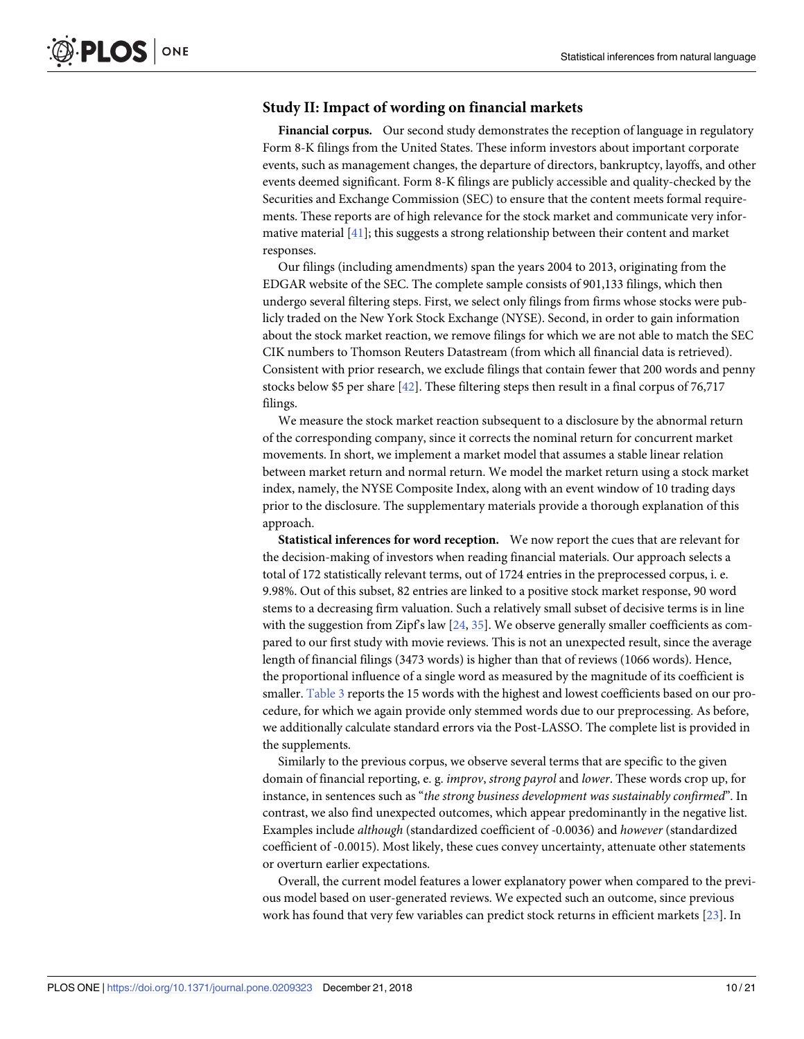### Study II: Impact of wording on financial markets

**Financial corpus.** Our second study demonstrates the reception of language in regulatory Form 8-K filings from the United States. These inform investors about important corporate events, such as management changes, the departure of directors, bankruptcy, layoffs, and other events deemed significant. Form 8-K filings are publicly accessible and quality-checked by the Securities and Exchange Commission (SEC) to ensure that the content meets formal requirements. These reports are of high relevance for the stock market and communicate very informative material [41]; this suggests a strong relationship between their content and market responses.

Our filings (including amendments) span the years 2004 to 2013, originating from the EDGAR website of the SEC. The complete sample consists of 901,133 filings, which then undergo several filtering steps. First, we select only filings from firms whose stocks were publicly traded on the New York Stock Exchange (NYSE). Second, in order to gain information about the stock market reaction, we remove filings for which we are not able to match the SEC CIK numbers to Thomson Reuters Datastream (from which all financial data is retrieved). Consistent with prior research, we exclude filings that contain fewer that 200 words and penny stocks below $5 per share [42]. These filtering steps then result in a final corpus of 76,717 filings.

We measure the stock market reaction subsequent to a disclosure by the abnormal return of the corresponding company, since it corrects the nominal return for concurrent market movements. In short, we implement a market model that assumes a stable linear relation between market return and normal return. We model the market return using a stock market index, namely, the NYSE Composite Index, along with an event window of 10 trading days prior to the disclosure. The supplementary materials provide a thorough explanation of this approach.

**Statistical inferences for word reception.** We now report the cues that are relevant for the decision-making of investors when reading financial materials. Our approach selects a total of 172 statistically relevant terms, out of 1724 entries in the preprocessed corpus, i. e. 9.98%. Out of this subset, 82 entries are linked to a positive stock market response, 90 word stems to a decreasing firm valuation. Such a relatively small subset of decisive terms is in line with the suggestion from Zipf's law [24, 35]. We observe generally smaller coefficients as compared to our first study with movie reviews. This is not an unexpected result, since the average length of financial filings (3473 words) is higher than that of reviews (1066 words). Hence, the proportional influence of a single word as measured by the magnitude of its coefficient is smaller. Table 3 reports the 15 words with the highest and lowest coefficients based on our procedure, for which we again provide only stemmed words due to our preprocessing. As before, we additionally calculate standard errors via the Post-LASSO. The complete list is provided in the supplements.

Similarly to the previous corpus, we observe several terms that are specific to the given domain of financial reporting, e. g. *improv*, *strong payrol* and *lower*. These words crop up, for instance, in sentences such as "*the strong business development was sustainably confirmed*". In contrast, we also find unexpected outcomes, which appear predominantly in the negative list. Examples include *although* (standardized coefficient of -0.0036) and *however* (standardized coefficient of -0.0015). Most likely, these cues convey uncertainty, attenuate other statements or overturn earlier expectations.

Overall, the current model features a lower explanatory power when compared to the previous model based on user-generated reviews. We expected such an outcome, since previous work has found that very few variables can predict stock returns in efficient markets [23]. In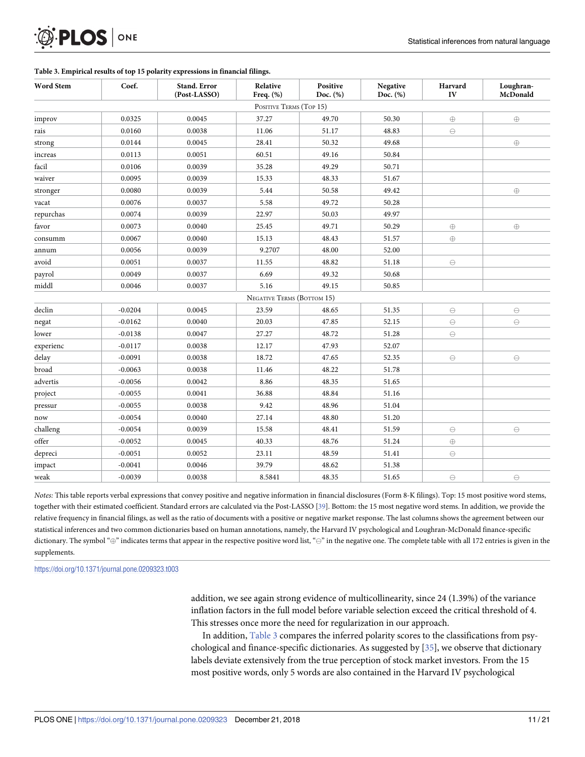**Table 3. Empirical results of top 15 polarity expressions in financial filings.**

| Word Stem | Coef. | Stand. Error (Post-LASSO) | Relative Freq. (%) | Positive Doc. (%) | Negative Doc. (%) | Harvard IV | Loughran-McDonald |
|---|---|---|---|---|---|---|---|
| Positive Terms (Top 15) | | | | | | | |
| improv | 0.0325 | 0.0045 | 37.27 | 49.70 | 50.30 | ⊕ | ⊕ |
| rais | 0.0160 | 0.0038 | 11.06 | 51.17 | 48.83 | ⊖ | |
| strong | 0.0144 | 0.0045 | 28.41 | 50.32 | 49.68 | | ⊕ |
| increas | 0.0113 | 0.0051 | 60.51 | 49.16 | 50.84 | | |
| facil | 0.0106 | 0.0039 | 35.28 | 49.29 | 50.71 | | |
| waiver | 0.0095 | 0.0039 | 15.33 | 48.33 | 51.67 | | |
| stronger | 0.0080 | 0.0039 | 5.44 | 50.58 | 49.42 | | ⊕ |
| vacat | 0.0076 | 0.0037 | 5.58 | 49.72 | 50.28 | | |
| repurchas | 0.0074 | 0.0039 | 22.97 | 50.03 | 49.97 | | |
| favor | 0.0073 | 0.0040 | 25.45 | 49.71 | 50.29 | ⊕ | ⊕ |
| consumm | 0.0067 | 0.0040 | 15.13 | 48.43 | 51.57 | ⊕ | |
| annum | 0.0056 | 0.0039 | 9.2707 | 48.00 | 52.00 | | |
| avoid | 0.0051 | 0.0037 | 11.55 | 48.82 | 51.18 | ⊖ | |
| payrol | 0.0049 | 0.0037 | 6.69 | 49.32 | 50.68 | | |
| middl | 0.0046 | 0.0037 | 5.16 | 49.15 | 50.85 | | |
| Negative Terms (Bottom 15) | | | | | | | |
| declin | -0.0204 | 0.0045 | 23.59 | 48.65 | 51.35 | ⊖ | ⊖ |
| negat | -0.0162 | 0.0040 | 20.03 | 47.85 | 52.15 | ⊖ | ⊖ |
| lower | -0.0138 | 0.0047 | 27.27 | 48.72 | 51.28 | ⊖ | |
| experienc | -0.0117 | 0.0038 | 12.17 | 47.93 | 52.07 | | |
| delay | -0.0091 | 0.0038 | 18.72 | 47.65 | 52.35 | ⊖ | ⊖ |
| broad | -0.0063 | 0.0038 | 11.46 | 48.22 | 51.78 | | |
| advertis | -0.0056 | 0.0042 | 8.86 | 48.35 | 51.65 | | |
| project | -0.0055 | 0.0041 | 36.88 | 48.84 | 51.16 | | |
| pressur | -0.0055 | 0.0038 | 9.42 | 48.96 | 51.04 | | |
| now | -0.0054 | 0.0040 | 27.14 | 48.80 | 51.20 | | |
| challeng | -0.0054 | 0.0039 | 15.58 | 48.41 | 51.59 | ⊖ | ⊖ |
| offer | -0.0052 | 0.0045 | 40.33 | 48.76 | 51.24 | ⊕ | |
| depreci | -0.0051 | 0.0052 | 23.11 | 48.59 | 51.41 | ⊖ | |
| impact | -0.0041 | 0.0046 | 39.79 | 48.62 | 51.38 | | |
| weak | -0.0039 | 0.0038 | 8.5841 | 48.35 | 51.65 | ⊖ | ⊖ |

*Notes:* This table reports verbal expressions that convey positive and negative information in financial disclosures (Form 8-K filings). Top: 15 most positive word stems, together with their estimated coefficient. Standard errors are calculated via the Post-LASSO [39]. Bottom: the 15 most negative word stems. In addition, we provide the relative frequency in financial filings, as well as the ratio of documents with a positive or negative market response. The last columns shows the agreement between our statistical inferences and two common dictionaries based on human annotations, namely, the Harvard IV psychological and Loughran-McDonald finance-specific dictionary. The symbol "⊕" indicates terms that appear in the respective positive word list, "⊖" in the negative one. The complete table with all 172 entries is given in the supplements.

https://doi.org/10.1371/journal.pone.0209323.t003

addition, we see again strong evidence of multicollinearity, since 24 (1.39%) of the variance inflation factors in the full model before variable selection exceed the critical threshold of 4. This stresses once more the need for regularization in our approach.

In addition, Table 3 compares the inferred polarity scores to the classifications from psychological and finance-specific dictionaries. As suggested by [35], we observe that dictionary labels deviate extensively from the true perception of stock market investors. From the 15 most positive words, only 5 words are also contained in the Harvard IV psychological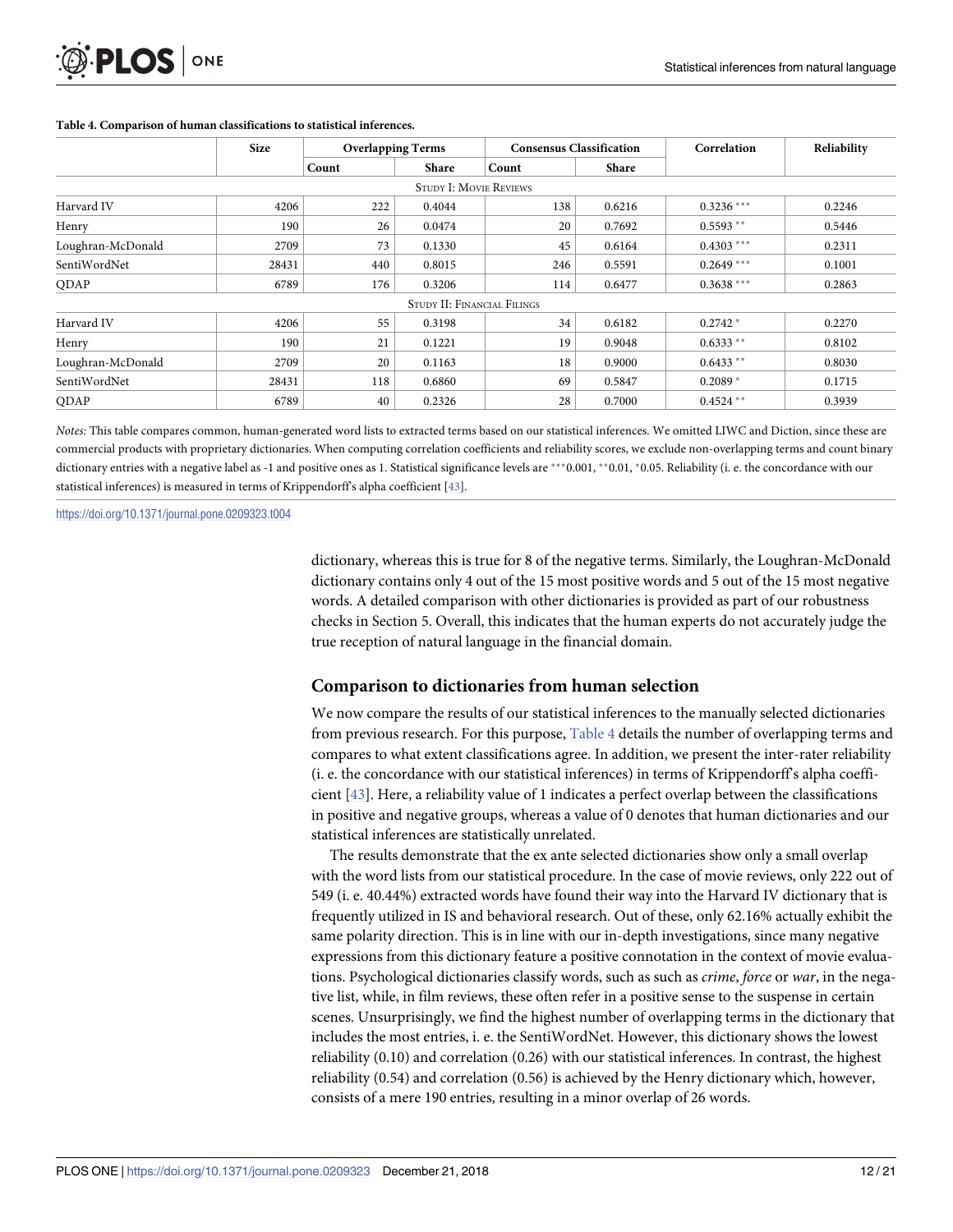**Table 4. Comparison of human classifications to statistical inferences.**

| | Size | Overlapping Terms | | Consensus Classification | | Correlation | Reliability |
|---|---|---|---|---|---|---|---|
| | | Count | Share | Count | Share | | |
| **Study I: Movie Reviews** | | | | | | | |
| Harvard IV | 4206 | 222 | 0.4044 | 138 | 0.6216 | 0.3236 *** | 0.2246 |
| Henry | 190 | 26 | 0.0474 | 20 | 0.7692 | 0.5593 ** | 0.5446 |
| Loughran-McDonald | 2709 | 73 | 0.1330 | 45 | 0.6164 | 0.4303 *** | 0.2311 |
| SentiWordNet | 28431 | 440 | 0.8015 | 246 | 0.5591 | 0.2649 *** | 0.1001 |
| QDAP | 6789 | 176 | 0.3206 | 114 | 0.6477 | 0.3638 *** | 0.2863 |
| **Study II: Financial Filings** | | | | | | | |
| Harvard IV | 4206 | 55 | 0.3198 | 34 | 0.6182 | 0.2742 * | 0.2270 |
| Henry | 190 | 21 | 0.1221 | 19 | 0.9048 | 0.6333 ** | 0.8102 |
| Loughran-McDonald | 2709 | 20 | 0.1163 | 18 | 0.9000 | 0.6433 ** | 0.8030 |
| SentiWordNet | 28431 | 118 | 0.6860 | 69 | 0.5847 | 0.2089 * | 0.1715 |
| QDAP | 6789 | 40 | 0.2326 | 28 | 0.7000 | 0.4524 ** | 0.3939 |

*Notes:* This table compares common, human-generated word lists to extracted terms based on our statistical inferences. We omitted LIWC and Diction, since these are commercial products with proprietary dictionaries. When computing correlation coefficients and reliability scores, we exclude non-overlapping terms and count binary dictionary entries with a negative label as -1 and positive ones as 1. Statistical significance levels are ***0.001, **0.01, *0.05. Reliability (i. e. the concordance with our statistical inferences) is measured in terms of Krippendorff's alpha coefficient [43].

https://doi.org/10.1371/journal.pone.0209323.t004

dictionary, whereas this is true for 8 of the negative terms. Similarly, the Loughran-McDonald dictionary contains only 4 out of the 15 most positive words and 5 out of the 15 most negative words. A detailed comparison with other dictionaries is provided as part of our robustness checks in Section 5. Overall, this indicates that the human experts do not accurately judge the true reception of natural language in the financial domain.

## Comparison to dictionaries from human selection

We now compare the results of our statistical inferences to the manually selected dictionaries from previous research. For this purpose, Table 4 details the number of overlapping terms and compares to what extent classifications agree. In addition, we present the inter-rater reliability (i. e. the concordance with our statistical inferences) in terms of Krippendorff's alpha coefficient [43]. Here, a reliability value of 1 indicates a perfect overlap between the classifications in positive and negative groups, whereas a value of 0 denotes that human dictionaries and our statistical inferences are statistically unrelated.

The results demonstrate that the ex ante selected dictionaries show only a small overlap with the word lists from our statistical procedure. In the case of movie reviews, only 222 out of 549 (i. e. 40.44%) extracted words have found their way into the Harvard IV dictionary that is frequently utilized in IS and behavioral research. Out of these, only 62.16% actually exhibit the same polarity direction. This is in line with our in-depth investigations, since many negative expressions from this dictionary feature a positive connotation in the context of movie evaluations. Psychological dictionaries classify words, such as such as *crime*, *force* or *war*, in the negative list, while, in film reviews, these often refer in a positive sense to the suspense in certain scenes. Unsurprisingly, we find the highest number of overlapping terms in the dictionary that includes the most entries, i. e. the SentiWordNet. However, this dictionary shows the lowest reliability (0.10) and correlation (0.26) with our statistical inferences. In contrast, the highest reliability (0.54) and correlation (0.56) is achieved by the Henry dictionary which, however, consists of a mere 190 entries, resulting in a minor overlap of 26 words.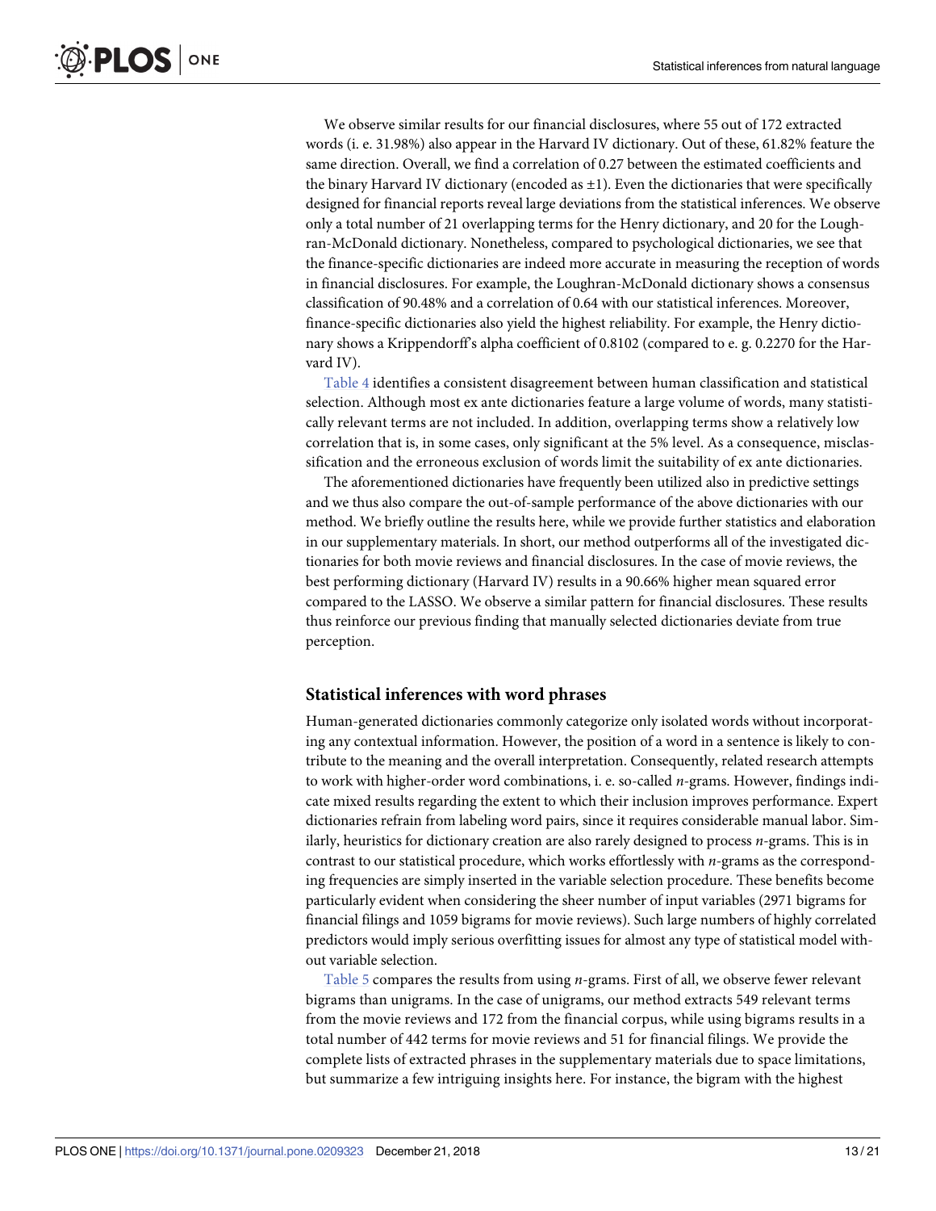We observe similar results for our financial disclosures, where 55 out of 172 extracted words (i. e. 31.98%) also appear in the Harvard IV dictionary. Out of these, 61.82% feature the same direction. Overall, we find a correlation of 0.27 between the estimated coefficients and the binary Harvard IV dictionary (encoded as ±1). Even the dictionaries that were specifically designed for financial reports reveal large deviations from the statistical inferences. We observe only a total number of 21 overlapping terms for the Henry dictionary, and 20 for the Loughran-McDonald dictionary. Nonetheless, compared to psychological dictionaries, we see that the finance-specific dictionaries are indeed more accurate in measuring the reception of words in financial disclosures. For example, the Loughran-McDonald dictionary shows a consensus classification of 90.48% and a correlation of 0.64 with our statistical inferences. Moreover, finance-specific dictionaries also yield the highest reliability. For example, the Henry dictionary shows a Krippendorff's alpha coefficient of 0.8102 (compared to e. g. 0.2270 for the Harvard IV).

Table 4 identifies a consistent disagreement between human classification and statistical selection. Although most ex ante dictionaries feature a large volume of words, many statistically relevant terms are not included. In addition, overlapping terms show a relatively low correlation that is, in some cases, only significant at the 5% level. As a consequence, misclassification and the erroneous exclusion of words limit the suitability of ex ante dictionaries.

The aforementioned dictionaries have frequently been utilized also in predictive settings and we thus also compare the out-of-sample performance of the above dictionaries with our method. We briefly outline the results here, while we provide further statistics and elaboration in our supplementary materials. In short, our method outperforms all of the investigated dictionaries for both movie reviews and financial disclosures. In the case of movie reviews, the best performing dictionary (Harvard IV) results in a 90.66% higher mean squared error compared to the LASSO. We observe a similar pattern for financial disclosures. These results thus reinforce our previous finding that manually selected dictionaries deviate from true perception.

## Statistical inferences with word phrases

Human-generated dictionaries commonly categorize only isolated words without incorporating any contextual information. However, the position of a word in a sentence is likely to contribute to the meaning and the overall interpretation. Consequently, related research attempts to work with higher-order word combinations, i. e. so-called *n*-grams. However, findings indicate mixed results regarding the extent to which their inclusion improves performance. Expert dictionaries refrain from labeling word pairs, since it requires considerable manual labor. Similarly, heuristics for dictionary creation are also rarely designed to process *n*-grams. This is in contrast to our statistical procedure, which works effortlessly with *n*-grams as the corresponding frequencies are simply inserted in the variable selection procedure. These benefits become particularly evident when considering the sheer number of input variables (2971 bigrams for financial filings and 1059 bigrams for movie reviews). Such large numbers of highly correlated predictors would imply serious overfitting issues for almost any type of statistical model without variable selection.

Table 5 compares the results from using *n*-grams. First of all, we observe fewer relevant bigrams than unigrams. In the case of unigrams, our method extracts 549 relevant terms from the movie reviews and 172 from the financial corpus, while using bigrams results in a total number of 442 terms for movie reviews and 51 for financial filings. We provide the complete lists of extracted phrases in the supplementary materials due to space limitations, but summarize a few intriguing insights here. For instance, the bigram with the highest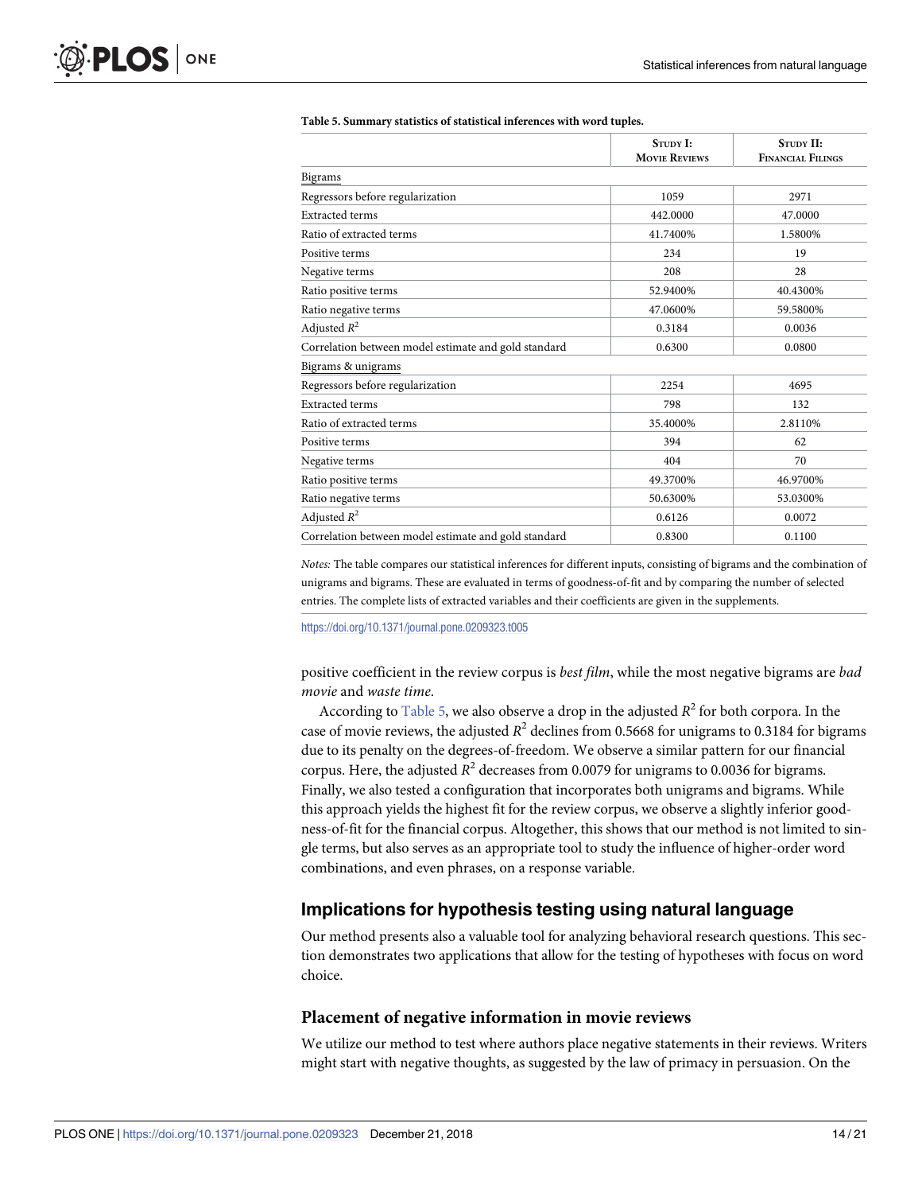**Table 5. Summary statistics of statistical inferences with word tuples.**

| | Study I: Movie Reviews | Study II: Financial Filings |
|---|---|---|
| Bigrams | | |
| Regressors before regularization | 1059 | 2971 |
| Extracted terms | 442.0000 | 47.0000 |
| Ratio of extracted terms | 41.7400% | 1.5800% |
| Positive terms | 234 | 19 |
| Negative terms | 208 | 28 |
| Ratio positive terms | 52.9400% | 40.4300% |
| Ratio negative terms | 47.0600% | 59.5800% |
| Adjusted $R^2$ | 0.3184 | 0.0036 |
| Correlation between model estimate and gold standard | 0.6300 | 0.0800 |
| Bigrams & unigrams | | |
| Regressors before regularization | 2254 | 4695 |
| Extracted terms | 798 | 132 |
| Ratio of extracted terms | 35.4000% | 2.8110% |
| Positive terms | 394 | 62 |
| Negative terms | 404 | 70 |
| Ratio positive terms | 49.3700% | 46.9700% |
| Ratio negative terms | 50.6300% | 53.0300% |
| Adjusted $R^2$ | 0.6126 | 0.0072 |
| Correlation between model estimate and gold standard | 0.8300 | 0.1100 |

*Notes:* The table compares our statistical inferences for different inputs, consisting of bigrams and the combination of unigrams and bigrams. These are evaluated in terms of goodness-of-fit and by comparing the number of selected entries. The complete lists of extracted variables and their coefficients are given in the supplements.

https://doi.org/10.1371/journal.pone.0209323.t005

positive coefficient in the review corpus is *best film*, while the most negative bigrams are *bad movie* and *waste time*.

According to Table 5, we also observe a drop in the adjusted $R^2$ for both corpora. In the case of movie reviews, the adjusted $R^2$ declines from 0.5668 for unigrams to 0.3184 for bigrams due to its penalty on the degrees-of-freedom. We observe a similar pattern for our financial corpus. Here, the adjusted $R^2$ decreases from 0.0079 for unigrams to 0.0036 for bigrams. Finally, we also tested a configuration that incorporates both unigrams and bigrams. While this approach yields the highest fit for the review corpus, we observe a slightly inferior goodness-of-fit for the financial corpus. Altogether, this shows that our method is not limited to single terms, but also serves as an appropriate tool to study the influence of higher-order word combinations, and even phrases, on a response variable.

## Implications for hypothesis testing using natural language

Our method presents also a valuable tool for analyzing behavioral research questions. This section demonstrates two applications that allow for the testing of hypotheses with focus on word choice.

### Placement of negative information in movie reviews

We utilize our method to test where authors place negative statements in their reviews. Writers might start with negative thoughts, as suggested by the law of primacy in persuasion. On the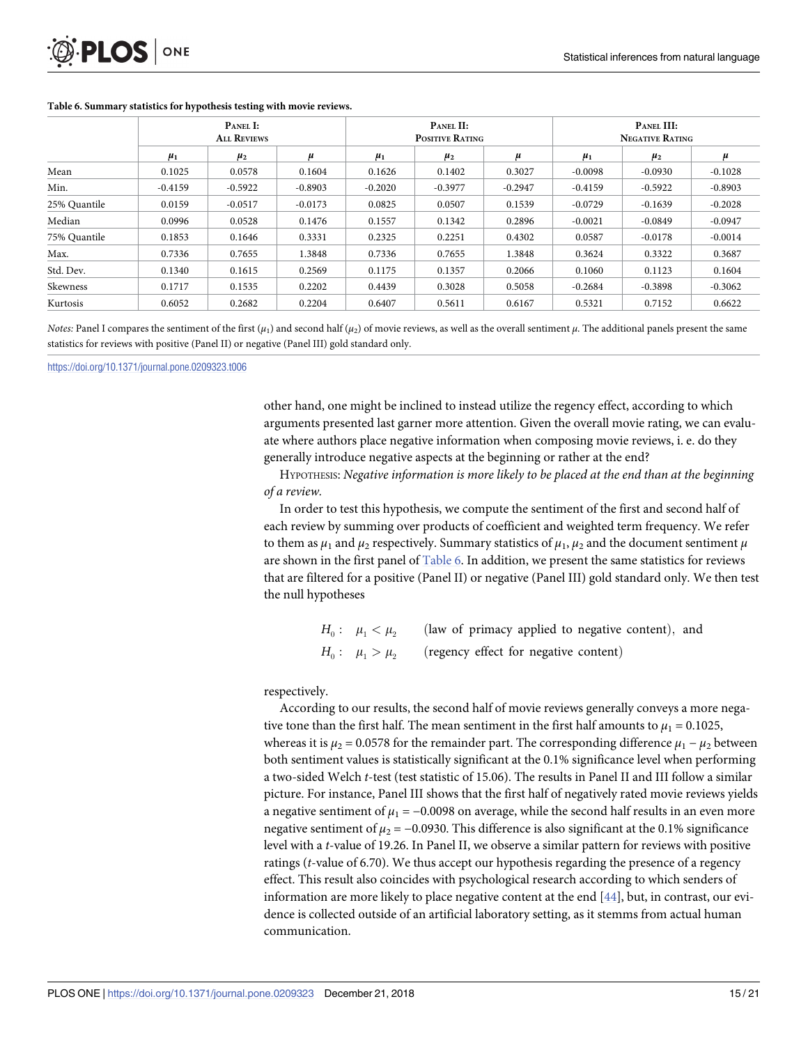**Table 6. Summary statistics for hypothesis testing with movie reviews.**

| | Panel I: All Reviews | | | Panel II: Positive Rating | | | Panel III: Negative Rating | | |
|---|---|---|---|---|---|---|---|---|---|
| | $\mu_1$ | $\mu_2$ | $\mu$ | $\mu_1$ | $\mu_2$ | $\mu$ | $\mu_1$ | $\mu_2$ | $\mu$ |
| Mean | 0.1025 | 0.0578 | 0.1604 | 0.1626 | 0.1402 | 0.3027 | -0.0098 | -0.0930 | -0.1028 |
| Min. | -0.4159 | -0.5922 | -0.8903 | -0.2020 | -0.3977 | -0.2947 | -0.4159 | -0.5922 | -0.8903 |
| 25% Quantile | 0.0159 | -0.0517 | -0.0173 | 0.0825 | 0.0507 | 0.1539 | -0.0729 | -0.1639 | -0.2028 |
| Median | 0.0996 | 0.0528 | 0.1476 | 0.1557 | 0.1342 | 0.2896 | -0.0021 | -0.0849 | -0.0947 |
| 75% Quantile | 0.1853 | 0.1646 | 0.3331 | 0.2325 | 0.2251 | 0.4302 | 0.0587 | -0.0178 | -0.0014 |
| Max. | 0.7336 | 0.7655 | 1.3848 | 0.7336 | 0.7655 | 1.3848 | 0.3624 | 0.3322 | 0.3687 |
| Std. Dev. | 0.1340 | 0.1615 | 0.2569 | 0.1175 | 0.1357 | 0.2066 | 0.1060 | 0.1123 | 0.1604 |
| Skewness | 0.1717 | 0.1535 | 0.2202 | 0.4439 | 0.3028 | 0.5058 | -0.2684 | -0.3898 | -0.3062 |
| Kurtosis | 0.6052 | 0.2682 | 0.2204 | 0.6407 | 0.5611 | 0.6167 | 0.5321 | 0.7152 | 0.6622 |

*Notes:* Panel I compares the sentiment of the first ($\mu_1$) and second half ($\mu_2$) of movie reviews, as well as the overall sentiment $\mu$. The additional panels present the same statistics for reviews with positive (Panel II) or negative (Panel III) gold standard only.

https://doi.org/10.1371/journal.pone.0209323.t006

other hand, one might be inclined to instead utilize the regency effect, according to which arguments presented last garner more attention. Given the overall movie rating, we can evaluate where authors place negative information when composing movie reviews, i. e. do they generally introduce negative aspects at the beginning or rather at the end?

Hypothesis: *Negative information is more likely to be placed at the end than at the beginning of a review.*

In order to test this hypothesis, we compute the sentiment of the first and second half of each review by summing over products of coefficient and weighted term frequency. We refer to them as $\mu_1$ and $\mu_2$ respectively. Summary statistics of $\mu_1$, $\mu_2$ and the document sentiment $\mu$ are shown in the first panel of Table 6. In addition, we present the same statistics for reviews that are filtered for a positive (Panel II) or negative (Panel III) gold standard only. We then test the null hypotheses

$$H_0: \quad \mu_1 < \mu_2 \qquad \text{(law of primacy applied to negative content), and}$$
$$H_0: \quad \mu_1 > \mu_2 \qquad \text{(regency effect for negative content)}$$

respectively.

According to our results, the second half of movie reviews generally conveys a more negative tone than the first half. The mean sentiment in the first half amounts to $\mu_1 = 0.1025$, whereas it is $\mu_2 = 0.0578$ for the remainder part. The corresponding difference $\mu_1 - \mu_2$ between both sentiment values is statistically significant at the 0.1% significance level when performing a two-sided Welch *t*-test (test statistic of 15.06). The results in Panel II and III follow a similar picture. For instance, Panel III shows that the first half of negatively rated movie reviews yields a negative sentiment of $\mu_1 = -0.0098$ on average, while the second half results in an even more negative sentiment of $\mu_2 = -0.0930$. This difference is also significant at the 0.1% significance level with a *t*-value of 19.26. In Panel II, we observe a similar pattern for reviews with positive ratings (*t*-value of 6.70). We thus accept our hypothesis regarding the presence of a regency effect. This result also coincides with psychological research according to which senders of information are more likely to place negative content at the end [44], but, in contrast, our evidence is collected outside of an artificial laboratory setting, as it stemms from actual human communication.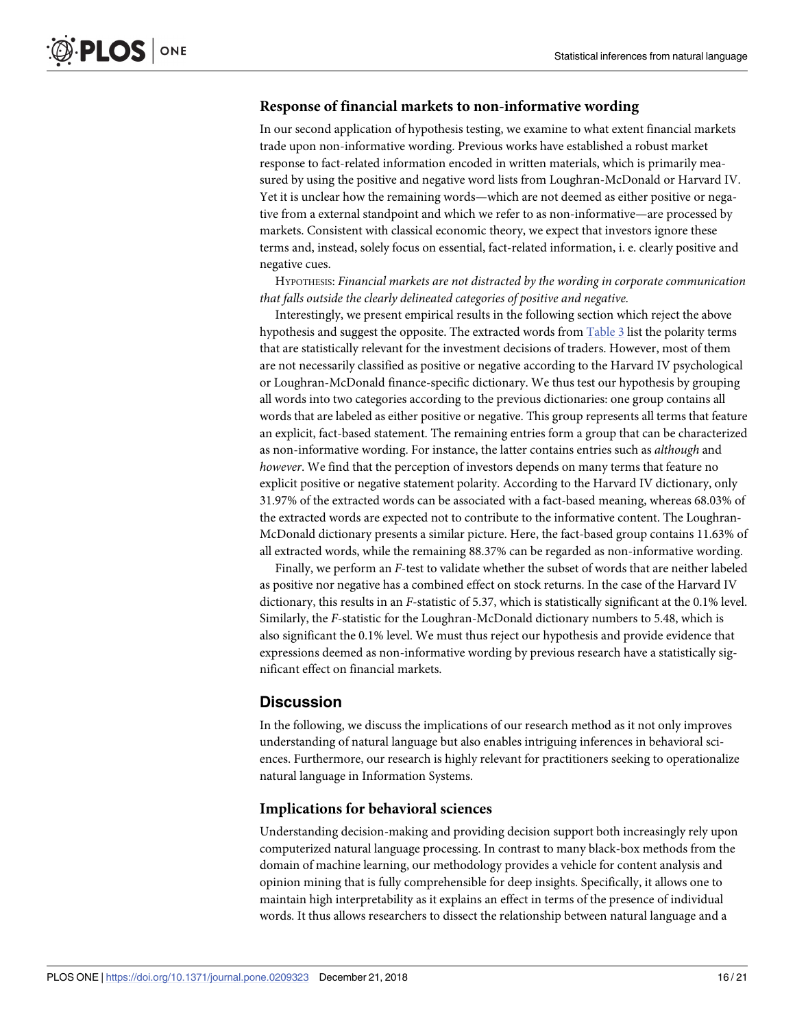### Response of financial markets to non-informative wording

In our second application of hypothesis testing, we examine to what extent financial markets trade upon non-informative wording. Previous works have established a robust market response to fact-related information encoded in written materials, which is primarily measured by using the positive and negative word lists from Loughran-McDonald or Harvard IV. Yet it is unclear how the remaining words—which are not deemed as either positive or negative from a external standpoint and which we refer to as non-informative—are processed by markets. Consistent with classical economic theory, we expect that investors ignore these terms and, instead, solely focus on essential, fact-related information, i. e. clearly positive and negative cues.

HYPOTHESIS: *Financial markets are not distracted by the wording in corporate communication that falls outside the clearly delineated categories of positive and negative.*

Interestingly, we present empirical results in the following section which reject the above hypothesis and suggest the opposite. The extracted words from Table 3 list the polarity terms that are statistically relevant for the investment decisions of traders. However, most of them are not necessarily classified as positive or negative according to the Harvard IV psychological or Loughran-McDonald finance-specific dictionary. We thus test our hypothesis by grouping all words into two categories according to the previous dictionaries: one group contains all words that are labeled as either positive or negative. This group represents all terms that feature an explicit, fact-based statement. The remaining entries form a group that can be characterized as non-informative wording. For instance, the latter contains entries such as *although* and *however*. We find that the perception of investors depends on many terms that feature no explicit positive or negative statement polarity. According to the Harvard IV dictionary, only 31.97% of the extracted words can be associated with a fact-based meaning, whereas 68.03% of the extracted words are expected not to contribute to the informative content. The Loughran-McDonald dictionary presents a similar picture. Here, the fact-based group contains 11.63% of all extracted words, while the remaining 88.37% can be regarded as non-informative wording.

Finally, we perform an $F$-test to validate whether the subset of words that are neither labeled as positive nor negative has a combined effect on stock returns. In the case of the Harvard IV dictionary, this results in an $F$-statistic of 5.37, which is statistically significant at the 0.1% level. Similarly, the $F$-statistic for the Loughran-McDonald dictionary numbers to 5.48, which is also significant the 0.1% level. We must thus reject our hypothesis and provide evidence that expressions deemed as non-informative wording by previous research have a statistically significant effect on financial markets.

## Discussion

In the following, we discuss the implications of our research method as it not only improves understanding of natural language but also enables intriguing inferences in behavioral sciences. Furthermore, our research is highly relevant for practitioners seeking to operationalize natural language in Information Systems.

### Implications for behavioral sciences

Understanding decision-making and providing decision support both increasingly rely upon computerized natural language processing. In contrast to many black-box methods from the domain of machine learning, our methodology provides a vehicle for content analysis and opinion mining that is fully comprehensible for deep insights. Specifically, it allows one to maintain high interpretability as it explains an effect in terms of the presence of individual words. It thus allows researchers to dissect the relationship between natural language and a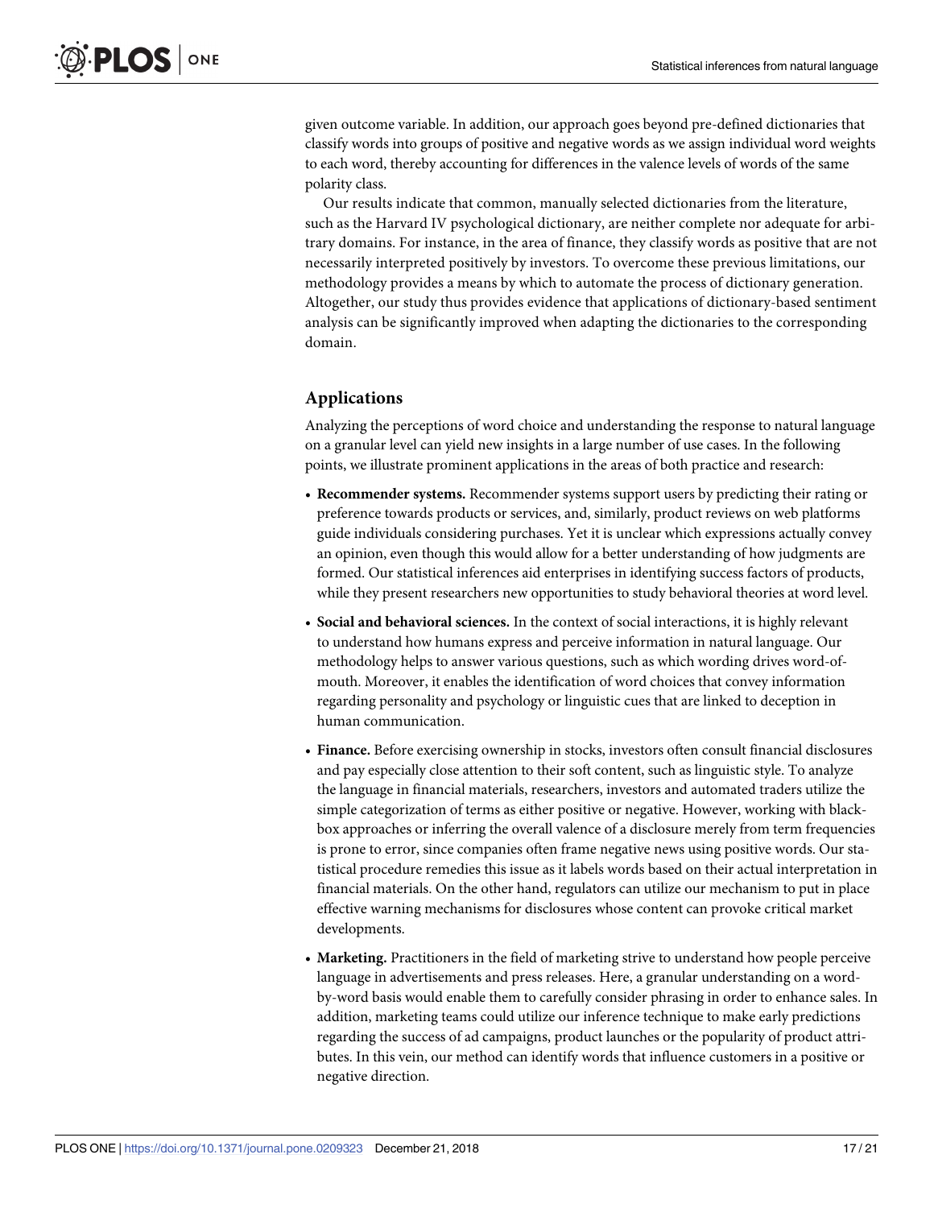given outcome variable. In addition, our approach goes beyond pre-defined dictionaries that classify words into groups of positive and negative words as we assign individual word weights to each word, thereby accounting for differences in the valence levels of words of the same polarity class.

Our results indicate that common, manually selected dictionaries from the literature, such as the Harvard IV psychological dictionary, are neither complete nor adequate for arbitrary domains. For instance, in the area of finance, they classify words as positive that are not necessarily interpreted positively by investors. To overcome these previous limitations, our methodology provides a means by which to automate the process of dictionary generation. Altogether, our study thus provides evidence that applications of dictionary-based sentiment analysis can be significantly improved when adapting the dictionaries to the corresponding domain.

## Applications

Analyzing the perceptions of word choice and understanding the response to natural language on a granular level can yield new insights in a large number of use cases. In the following points, we illustrate prominent applications in the areas of both practice and research:

- **Recommender systems.** Recommender systems support users by predicting their rating or preference towards products or services, and, similarly, product reviews on web platforms guide individuals considering purchases. Yet it is unclear which expressions actually convey an opinion, even though this would allow for a better understanding of how judgments are formed. Our statistical inferences aid enterprises in identifying success factors of products, while they present researchers new opportunities to study behavioral theories at word level.
- **Social and behavioral sciences.** In the context of social interactions, it is highly relevant to understand how humans express and perceive information in natural language. Our methodology helps to answer various questions, such as which wording drives word-of-mouth. Moreover, it enables the identification of word choices that convey information regarding personality and psychology or linguistic cues that are linked to deception in human communication.
- **Finance.** Before exercising ownership in stocks, investors often consult financial disclosures and pay especially close attention to their soft content, such as linguistic style. To analyze the language in financial materials, researchers, investors and automated traders utilize the simple categorization of terms as either positive or negative. However, working with black-box approaches or inferring the overall valence of a disclosure merely from term frequencies is prone to error, since companies often frame negative news using positive words. Our statistical procedure remedies this issue as it labels words based on their actual interpretation in financial materials. On the other hand, regulators can utilize our mechanism to put in place effective warning mechanisms for disclosures whose content can provoke critical market developments.
- **Marketing.** Practitioners in the field of marketing strive to understand how people perceive language in advertisements and press releases. Here, a granular understanding on a word-by-word basis would enable them to carefully consider phrasing in order to enhance sales. In addition, marketing teams could utilize our inference technique to make early predictions regarding the success of ad campaigns, product launches or the popularity of product attributes. In this vein, our method can identify words that influence customers in a positive or negative direction.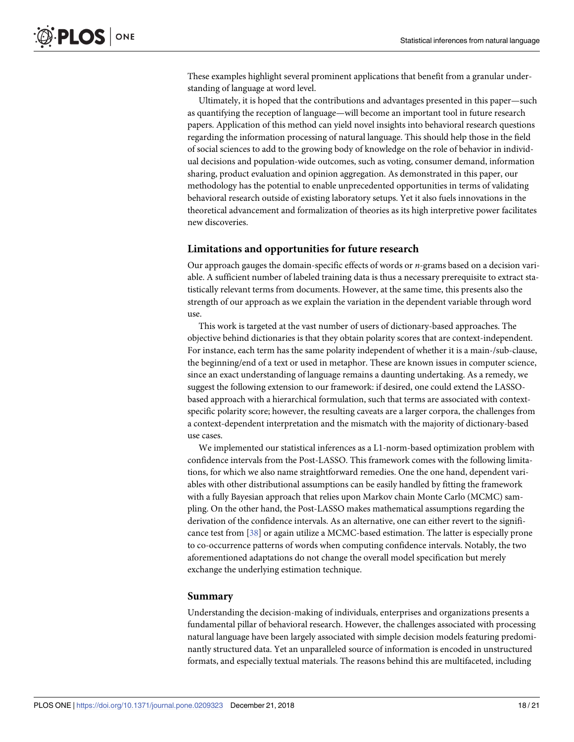These examples highlight several prominent applications that benefit from a granular understanding of language at word level.

Ultimately, it is hoped that the contributions and advantages presented in this paper—such as quantifying the reception of language—will become an important tool in future research papers. Application of this method can yield novel insights into behavioral research questions regarding the information processing of natural language. This should help those in the field of social sciences to add to the growing body of knowledge on the role of behavior in individual decisions and population-wide outcomes, such as voting, consumer demand, information sharing, product evaluation and opinion aggregation. As demonstrated in this paper, our methodology has the potential to enable unprecedented opportunities in terms of validating behavioral research outside of existing laboratory setups. Yet it also fuels innovations in the theoretical advancement and formalization of theories as its high interpretive power facilitates new discoveries.

## Limitations and opportunities for future research

Our approach gauges the domain-specific effects of words or *n*-grams based on a decision variable. A sufficient number of labeled training data is thus a necessary prerequisite to extract statistically relevant terms from documents. However, at the same time, this presents also the strength of our approach as we explain the variation in the dependent variable through word use.

This work is targeted at the vast number of users of dictionary-based approaches. The objective behind dictionaries is that they obtain polarity scores that are context-independent. For instance, each term has the same polarity independent of whether it is a main-/sub-clause, the beginning/end of a text or used in metaphor. These are known issues in computer science, since an exact understanding of language remains a daunting undertaking. As a remedy, we suggest the following extension to our framework: if desired, one could extend the LASSO-based approach with a hierarchical formulation, such that terms are associated with context-specific polarity score; however, the resulting caveats are a larger corpora, the challenges from a context-dependent interpretation and the mismatch with the majority of dictionary-based use cases.

We implemented our statistical inferences as a L1-norm-based optimization problem with confidence intervals from the Post-LASSO. This framework comes with the following limitations, for which we also name straightforward remedies. One the one hand, dependent variables with other distributional assumptions can be easily handled by fitting the framework with a fully Bayesian approach that relies upon Markov chain Monte Carlo (MCMC) sampling. On the other hand, the Post-LASSO makes mathematical assumptions regarding the derivation of the confidence intervals. As an alternative, one can either revert to the significance test from [38] or again utilize a MCMC-based estimation. The latter is especially prone to co-occurrence patterns of words when computing confidence intervals. Notably, the two aforementioned adaptations do not change the overall model specification but merely exchange the underlying estimation technique.

## Summary

Understanding the decision-making of individuals, enterprises and organizations presents a fundamental pillar of behavioral research. However, the challenges associated with processing natural language have been largely associated with simple decision models featuring predominantly structured data. Yet an unparalleled source of information is encoded in unstructured formats, and especially textual materials. The reasons behind this are multifaceted, including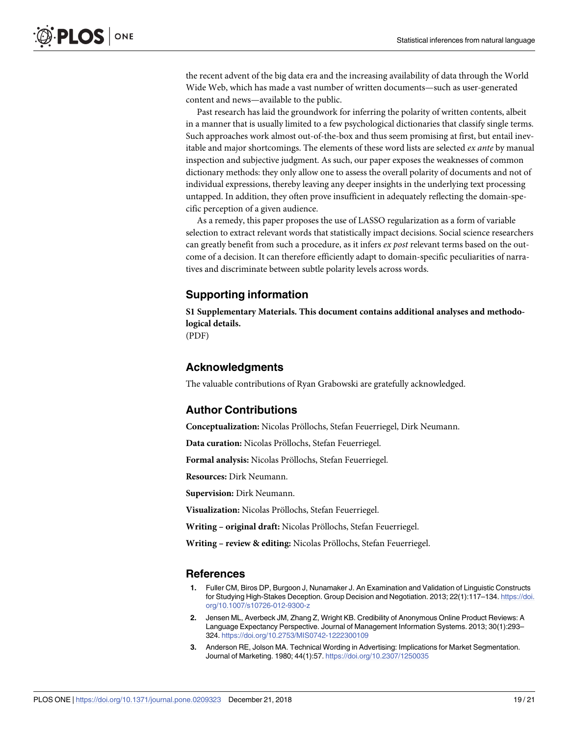the recent advent of the big data era and the increasing availability of data through the World Wide Web, which has made a vast number of written documents—such as user-generated content and news—available to the public.

Past research has laid the groundwork for inferring the polarity of written contents, albeit in a manner that is usually limited to a few psychological dictionaries that classify single terms. Such approaches work almost out-of-the-box and thus seem promising at first, but entail inevitable and major shortcomings. The elements of these word lists are selected *ex ante* by manual inspection and subjective judgment. As such, our paper exposes the weaknesses of common dictionary methods: they only allow one to assess the overall polarity of documents and not of individual expressions, thereby leaving any deeper insights in the underlying text processing untapped. In addition, they often prove insufficient in adequately reflecting the domain-specific perception of a given audience.

As a remedy, this paper proposes the use of LASSO regularization as a form of variable selection to extract relevant words that statistically impact decisions. Social science researchers can greatly benefit from such a procedure, as it infers *ex post* relevant terms based on the outcome of a decision. It can therefore efficiently adapt to domain-specific peculiarities of narratives and discriminate between subtle polarity levels across words.

## Supporting information

**S1 Supplementary Materials. This document contains additional analyses and methodological details.**
(PDF)

## Acknowledgments

The valuable contributions of Ryan Grabowski are gratefully acknowledged.

## Author Contributions

**Conceptualization:** Nicolas Pröllochs, Stefan Feuerriegel, Dirk Neumann.

**Data curation:** Nicolas Pröllochs, Stefan Feuerriegel.

**Formal analysis:** Nicolas Pröllochs, Stefan Feuerriegel.

**Resources:** Dirk Neumann.

**Supervision:** Dirk Neumann.

**Visualization:** Nicolas Pröllochs, Stefan Feuerriegel.

**Writing – original draft:** Nicolas Pröllochs, Stefan Feuerriegel.

**Writing – review & editing:** Nicolas Pröllochs, Stefan Feuerriegel.

## References

1. Fuller CM, Biros DP, Burgoon J, Nunamaker J. An Examination and Validation of Linguistic Constructs for Studying High-Stakes Deception. Group Decision and Negotiation. 2013; 22(1):117–134. https://doi.org/10.1007/s10726-012-9300-z
2. Jensen ML, Averbeck JM, Zhang Z, Wright KB. Credibility of Anonymous Online Product Reviews: A Language Expectancy Perspective. Journal of Management Information Systems. 2013; 30(1):293–324. https://doi.org/10.2753/MIS0742-1222300109
3. Anderson RE, Jolson MA. Technical Wording in Advertising: Implications for Market Segmentation. Journal of Marketing. 1980; 44(1):57. https://doi.org/10.2307/1250035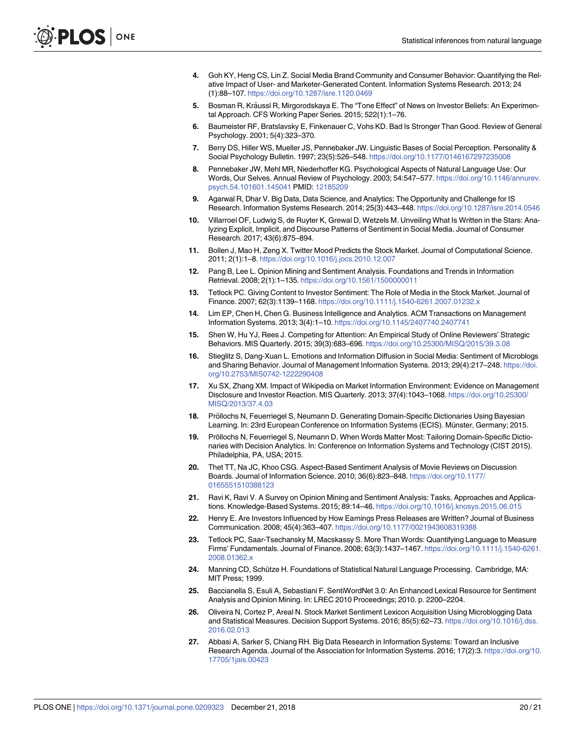4. Goh KY, Heng CS, Lin Z. Social Media Brand Community and Consumer Behavior: Quantifying the Relative Impact of User- and Marketer-Generated Content. Information Systems Research. 2013; 24 (1):88–107. https://doi.org/10.1287/isre.1120.0469
5. Bosman R, Kräussl R, Mirgorodskaya E. The "Tone Effect" of News on Investor Beliefs: An Experimental Approach. CFS Working Paper Series. 2015; 522(1):1–76.
6. Baumeister RF, Bratslavsky E, Finkenauer C, Vohs KD. Bad Is Stronger Than Good. Review of General Psychology. 2001; 5(4):323–370.
7. Berry DS, Hiller WS, Mueller JS, Pennebaker JW. Linguistic Bases of Social Perception. Personality & Social Psychology Bulletin. 1997; 23(5):526–548. https://doi.org/10.1177/0146167297235008
8. Pennebaker JW, Mehl MR, Niederhoffer KG. Psychological Aspects of Natural Language Use: Our Words, Our Selves. Annual Review of Psychology. 2003; 54:547–577. https://doi.org/10.1146/annurev.psych.54.101601.145041 PMID: 12185209
9. Agarwal R, Dhar V. Big Data, Data Science, and Analytics: The Opportunity and Challenge for IS Research. Information Systems Research. 2014; 25(3):443–448. https://doi.org/10.1287/isre.2014.0546
10. Villarroel OF, Ludwig S, de Ruyter K, Grewal D, Wetzels M. Unveiling What Is Written in the Stars: Analyzing Explicit, Implicit, and Discourse Patterns of Sentiment in Social Media. Journal of Consumer Research. 2017; 43(6):875–894.
11. Bollen J, Mao H, Zeng X. Twitter Mood Predicts the Stock Market. Journal of Computational Science. 2011; 2(1):1–8. https://doi.org/10.1016/j.jocs.2010.12.007
12. Pang B, Lee L. Opinion Mining and Sentiment Analysis. Foundations and Trends in Information Retrieval. 2008; 2(1):1–135. https://doi.org/10.1561/1500000011
13. Tetlock PC. Giving Content to Investor Sentiment: The Role of Media in the Stock Market. Journal of Finance. 2007; 62(3):1139–1168. https://doi.org/10.1111/j.1540-6261.2007.01232.x
14. Lim EP, Chen H, Chen G. Business Intelligence and Analytics. ACM Transactions on Management Information Systems. 2013; 3(4):1–10. https://doi.org/10.1145/2407740.2407741
15. Shen W, Hu YJ, Rees J. Competing for Attention: An Empirical Study of Online Reviewers' Strategic Behaviors. MIS Quarterly. 2015; 39(3):683–696. https://doi.org/10.25300/MISQ/2015/39.3.08
16. Stieglitz S, Dang-Xuan L. Emotions and Information Diffusion in Social Media: Sentiment of Microblogs and Sharing Behavior. Journal of Management Information Systems. 2013; 29(4):217–248. https://doi.org/10.2753/MIS0742-1222290408
17. Xu SX, Zhang XM. Impact of Wikipedia on Market Information Environment: Evidence on Management Disclosure and Investor Reaction. MIS Quarterly. 2013; 37(4):1043–1068. https://doi.org/10.25300/MISQ/2013/37.4.03
18. Pröllochs N, Feuerriegel S, Neumann D. Generating Domain-Specific Dictionaries Using Bayesian Learning. In: 23rd European Conference on Information Systems (ECIS). Münster, Germany; 2015.
19. Pröllochs N, Feuerriegel S, Neumann D. When Words Matter Most: Tailoring Domain-Specific Dictionaries with Decision Analytics. In: Conference on Information Systems and Technology (CIST 2015). Philadelphia, PA, USA; 2015.
20. Thet TT, Na JC, Khoo CSG. Aspect-Based Sentiment Analysis of Movie Reviews on Discussion Boards. Journal of Information Science. 2010; 36(6):823–848. https://doi.org/10.1177/0165551510388123
21. Ravi K, Ravi V. A Survey on Opinion Mining and Sentiment Analysis: Tasks, Approaches and Applications. Knowledge-Based Systems. 2015; 89:14–46. https://doi.org/10.1016/j.knosys.2015.06.015
22. Henry E. Are Investors Influenced by How Earnings Press Releases are Written? Journal of Business Communication. 2008; 45(4):363–407. https://doi.org/10.1177/0021943608319388
23. Tetlock PC, Saar-Tsechansky M, Macskassy S. More Than Words: Quantifying Language to Measure Firms' Fundamentals. Journal of Finance. 2008; 63(3):1437–1467. https://doi.org/10.1111/j.1540-6261.2008.01362.x
24. Manning CD, Schütze H. Foundations of Statistical Natural Language Processing. Cambridge, MA: MIT Press; 1999.
25. Baccianella S, Esuli A, Sebastiani F. SentiWordNet 3.0: An Enhanced Lexical Resource for Sentiment Analysis and Opinion Mining. In: LREC 2010 Proceedings; 2010. p. 2200–2204.
26. Oliveira N, Cortez P, Areal N. Stock Market Sentiment Lexicon Acquisition Using Microblogging Data and Statistical Measures. Decision Support Systems. 2016; 85(5):62–73. https://doi.org/10.1016/j.dss.2016.02.013
27. Abbasi A, Sarker S, Chiang RH. Big Data Research in Information Systems: Toward an Inclusive Research Agenda. Journal of the Association for Information Systems. 2016; 17(2):3. https://doi.org/10.17705/1jais.00423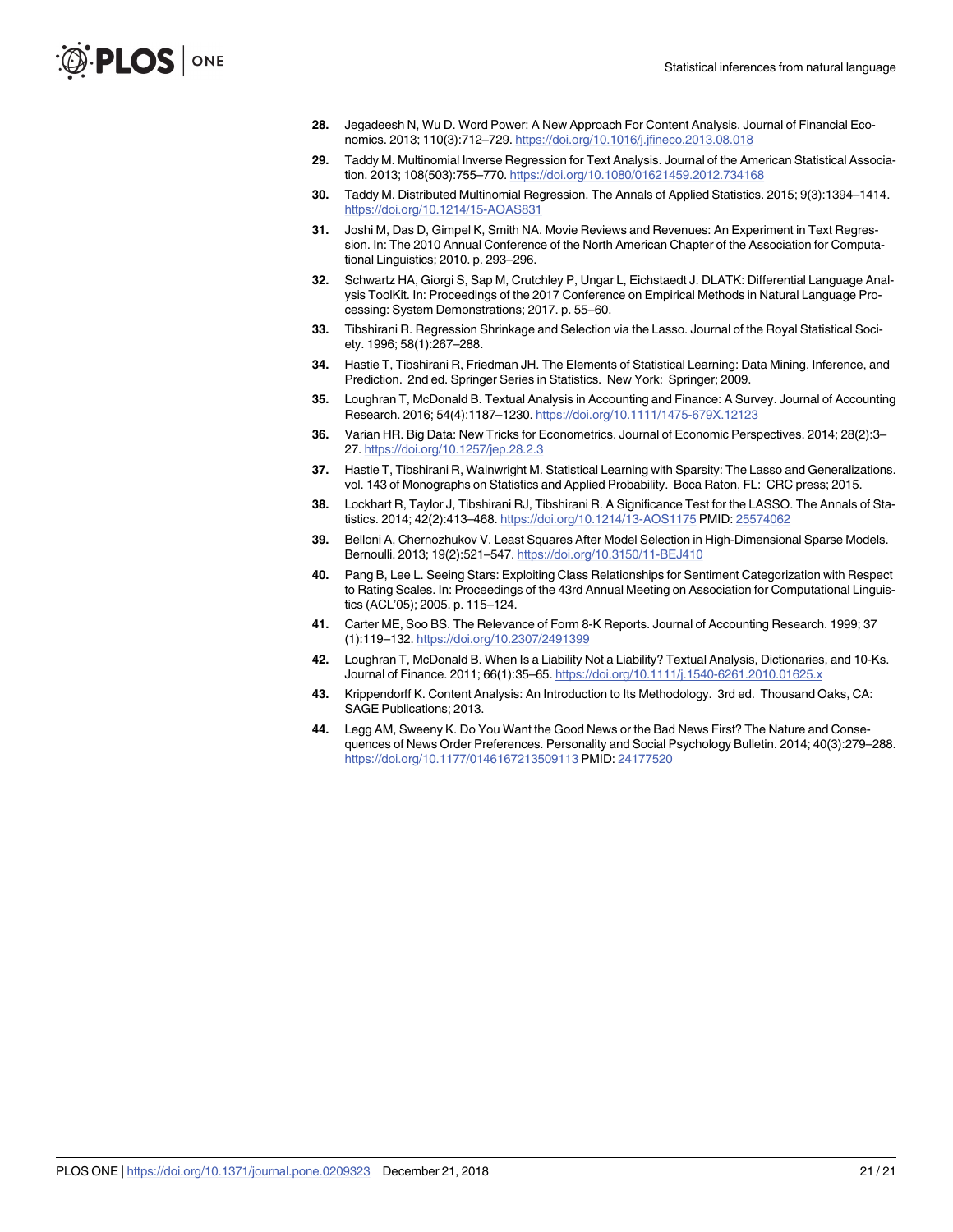28. Jegadeesh N, Wu D. Word Power: A New Approach For Content Analysis. Journal of Financial Economics. 2013; 110(3):712–729. https://doi.org/10.1016/j.jfineco.2013.08.018
29. Taddy M. Multinomial Inverse Regression for Text Analysis. Journal of the American Statistical Association. 2013; 108(503):755–770. https://doi.org/10.1080/01621459.2012.734168
30. Taddy M. Distributed Multinomial Regression. The Annals of Applied Statistics. 2015; 9(3):1394–1414. https://doi.org/10.1214/15-AOAS831
31. Joshi M, Das D, Gimpel K, Smith NA. Movie Reviews and Revenues: An Experiment in Text Regression. In: The 2010 Annual Conference of the North American Chapter of the Association for Computational Linguistics; 2010. p. 293–296.
32. Schwartz HA, Giorgi S, Sap M, Crutchley P, Ungar L, Eichstaedt J. DLATK: Differential Language Analysis ToolKit. In: Proceedings of the 2017 Conference on Empirical Methods in Natural Language Processing: System Demonstrations; 2017. p. 55–60.
33. Tibshirani R. Regression Shrinkage and Selection via the Lasso. Journal of the Royal Statistical Society. 1996; 58(1):267–288.
34. Hastie T, Tibshirani R, Friedman JH. The Elements of Statistical Learning: Data Mining, Inference, and Prediction. 2nd ed. Springer Series in Statistics. New York: Springer; 2009.
35. Loughran T, McDonald B. Textual Analysis in Accounting and Finance: A Survey. Journal of Accounting Research. 2016; 54(4):1187–1230. https://doi.org/10.1111/1475-679X.12123
36. Varian HR. Big Data: New Tricks for Econometrics. Journal of Economic Perspectives. 2014; 28(2):3–27. https://doi.org/10.1257/jep.28.2.3
37. Hastie T, Tibshirani R, Wainwright M. Statistical Learning with Sparsity: The Lasso and Generalizations. vol. 143 of Monographs on Statistics and Applied Probability. Boca Raton, FL: CRC press; 2015.
38. Lockhart R, Taylor J, Tibshirani RJ, Tibshirani R. A Significance Test for the LASSO. The Annals of Statistics. 2014; 42(2):413–468. https://doi.org/10.1214/13-AOS1175 PMID: 25574062
39. Belloni A, Chernozhukov V. Least Squares After Model Selection in High-Dimensional Sparse Models. Bernoulli. 2013; 19(2):521–547. https://doi.org/10.3150/11-BEJ410
40. Pang B, Lee L. Seeing Stars: Exploiting Class Relationships for Sentiment Categorization with Respect to Rating Scales. In: Proceedings of the 43rd Annual Meeting on Association for Computational Linguistics (ACL'05); 2005. p. 115–124.
41. Carter ME, Soo BS. The Relevance of Form 8-K Reports. Journal of Accounting Research. 1999; 37 (1):119–132. https://doi.org/10.2307/2491399
42. Loughran T, McDonald B. When Is a Liability Not a Liability? Textual Analysis, Dictionaries, and 10-Ks. Journal of Finance. 2011; 66(1):35–65. https://doi.org/10.1111/j.1540-6261.2010.01625.x
43. Krippendorff K. Content Analysis: An Introduction to Its Methodology. 3rd ed. Thousand Oaks, CA: SAGE Publications; 2013.
44. Legg AM, Sweeny K. Do You Want the Good News or the Bad News First? The Nature and Consequences of News Order Preferences. Personality and Social Psychology Bulletin. 2014; 40(3):279–288. https://doi.org/10.1177/0146167213509113 PMID: 24177520